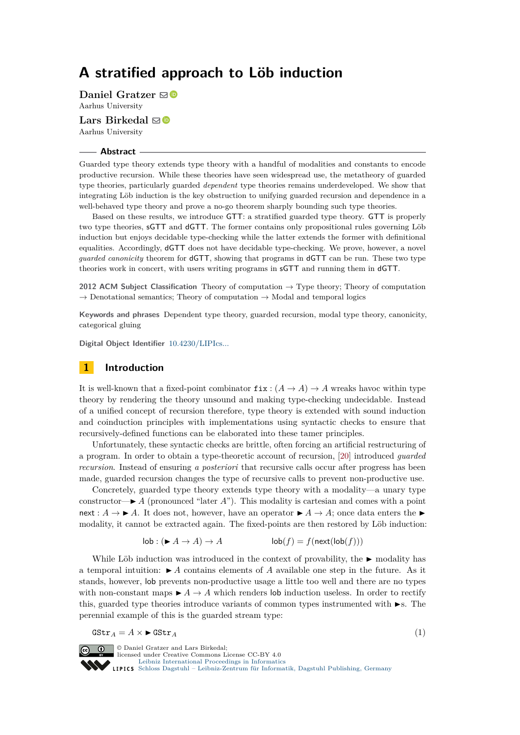# A stratified approach to Löb induction

**Daniel Gratzer**
Aarhus University

**Lars Birkedal**
Aarhus University

## Abstract

Guarded type theory extends type theory with a handful of modalities and constants to encode productive recursion. While these theories have seen widespread use, the metatheory of guarded type theories, particularly guarded *dependent* type theories remains underdeveloped. We show that integrating Löb induction is the key obstruction to unifying guarded recursion and dependence in a well-behaved type theory and prove a no-go theorem sharply bounding such type theories.

Based on these results, we introduce GTT: a stratified guarded type theory. GTT is properly two type theories, sGTT and dGTT. The former contains only propositional rules governing Löb induction but enjoys decidable type-checking while the latter extends the former with definitional equalities. Accordingly, dGTT does not have decidable type-checking. We prove, however, a novel *guarded canonicity* theorem for dGTT, showing that programs in dGTT can be run. These two type theories work in concert, with users writing programs in sGTT and running them in dGTT.

**2012 ACM Subject Classification** Theory of computation → Type theory; Theory of computation → Denotational semantics; Theory of computation → Modal and temporal logics

**Keywords and phrases** Dependent type theory, guarded recursion, modal type theory, canonicity, categorical gluing

**Digital Object Identifier** 10.4230/LIPIcs...

## 1 Introduction

It is well-known that a fixed-point combinator $\texttt{fix} : (A \to A) \to A$ wreaks havoc within type theory by rendering the theory unsound and making type-checking undecidable. Instead of a unified concept of recursion therefore, type theory is extended with sound induction and coinduction principles with implementations using syntactic checks to ensure that recursively-defined functions can be elaborated into these tamer principles.

Unfortunately, these syntactic checks are brittle, often forcing an artificial restructuring of a program. In order to obtain a type-theoretic account of recursion, [20] introduced *guarded recursion*. Instead of ensuring *a posteriori* that recursive calls occur after progress has been made, guarded recursion changes the type of recursive calls to prevent non-productive use.

Concretely, guarded type theory extends type theory with a modality—a unary type constructor—$\blacktriangleright A$ (pronounced "later $A$"). This modality is cartesian and comes with a point $\mathsf{next} : A \to \blacktriangleright A$. It does not, however, have an operator $\blacktriangleright A \to A$; once data enters the $\blacktriangleright$ modality, it cannot be extracted again. The fixed-points are then restored by Löb induction:

$$\mathsf{lob} : (\blacktriangleright A \to A) \to A \qquad\qquad \mathsf{lob}(f) = f(\mathsf{next}(\mathsf{lob}(f)))$$

While Löb induction was introduced in the context of provability, the $\blacktriangleright$ modality has a temporal intuition: $\blacktriangleright A$ contains elements of $A$ available one step in the future. As it stands, however, $\mathsf{lob}$ prevents non-productive usage a little too well and there are no types with non-constant maps $\blacktriangleright A \to A$ which renders $\mathsf{lob}$ induction useless. In order to rectify this, guarded type theories introduce variants of common types instrumented with $\blacktriangleright$s. The perennial example of this is the guarded stream type:

$$\texttt{GStr}_A = A \times \blacktriangleright \texttt{GStr}_A \tag{1}$$

© Daniel Gratzer and Lars Birkedal;
licensed under Creative Commons License CC-BY 4.0
Leibniz International Proceedings in Informatics
Schloss Dagstuhl – Leibniz-Zentrum für Informatik, Dagstuhl Publishing, Germany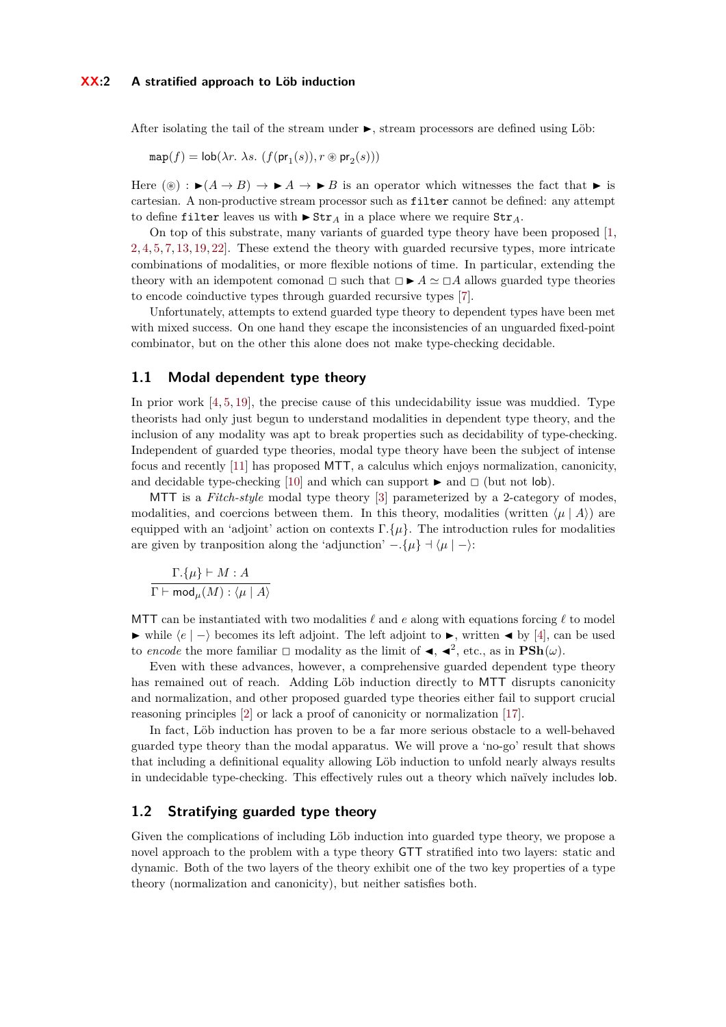After isolating the tail of the stream under $\blacktriangleright$, stream processors are defined using Löb:

$$\mathtt{map}(f) = \mathsf{lob}(\lambda r.\ \lambda s.\ (f(\mathsf{pr}_1(s)), r \circledast \mathsf{pr}_2(s)))$$

Here $(\circledast) : \blacktriangleright(A \to B) \to \blacktriangleright A \to \blacktriangleright B$ is an operator which witnesses the fact that $\blacktriangleright$ is cartesian. A non-productive stream processor such as `filter` cannot be defined: any attempt to define `filter` leaves us with $\blacktriangleright \mathtt{Str}_A$ in a place where we require $\mathtt{Str}_A$.

On top of this substrate, many variants of guarded type theory have been proposed [1, 2, 4, 5, 7, 13, 19, 22]. These extend the theory with guarded recursive types, more intricate combinations of modalities, or more flexible notions of time. In particular, extending the theory with an idempotent comonad $\square$ such that $\square \blacktriangleright A \simeq \square A$ allows guarded type theories to encode coinductive types through guarded recursive types [7].

Unfortunately, attempts to extend guarded type theory to dependent types have been met with mixed success. On one hand they escape the inconsistencies of an unguarded fixed-point combinator, but on the other this alone does not make type-checking decidable.

## 1.1 Modal dependent type theory

In prior work [4, 5, 19], the precise cause of this undecidability issue was muddied. Type theorists had only just begun to understand modalities in dependent type theory, and the inclusion of any modality was apt to break properties such as decidability of type-checking. Independent of guarded type theories, modal type theory have been the subject of intense focus and recently [11] has proposed MTT, a calculus which enjoys normalization, canonicity, and decidable type-checking [10] and which can support $\blacktriangleright$ and $\square$ (but not $\mathsf{lob}$).

MTT is a *Fitch-style* modal type theory [3] parameterized by a 2-category of modes, modalities, and coercions between them. In this theory, modalities (written $\langle \mu \mid A \rangle$) are equipped with an 'adjoint' action on contexts $\Gamma.\{\mu\}$. The introduction rules for modalities are given by tranposition along the 'adjunction' $-.\{\mu\} \dashv \langle \mu \mid - \rangle$:

$$\frac{\Gamma.\{\mu\} \vdash M : A}{\Gamma \vdash \mathsf{mod}_\mu(M) : \langle \mu \mid A \rangle}$$

MTT can be instantiated with two modalities $\ell$ and $e$ along with equations forcing $\ell$ to model $\blacktriangleright$ while $\langle e \mid - \rangle$ becomes its left adjoint. The left adjoint to $\blacktriangleright$, written $\blacktriangleleft$ by [4], can be used to *encode* the more familiar $\square$ modality as the limit of $\blacktriangleleft$, $\blacktriangleleft^2$, etc., as in $\mathbf{PSh}(\omega)$.

Even with these advances, however, a comprehensive guarded dependent type theory has remained out of reach. Adding Löb induction directly to MTT disrupts canonicity and normalization, and other proposed guarded type theories either fail to support crucial reasoning principles [2] or lack a proof of canonicity or normalization [17].

In fact, Löb induction has proven to be a far more serious obstacle to a well-behaved guarded type theory than the modal apparatus. We will prove a 'no-go' result that shows that including a definitional equality allowing Löb induction to unfold nearly always results in undecidable type-checking. This effectively rules out a theory which naïvely includes $\mathsf{lob}$.

## 1.2 Stratifying guarded type theory

Given the complications of including Löb induction into guarded type theory, we propose a novel approach to the problem with a type theory GTT stratified into two layers: static and dynamic. Both of the two layers of the theory exhibit one of the two key properties of a type theory (normalization and canonicity), but neither satisfies both.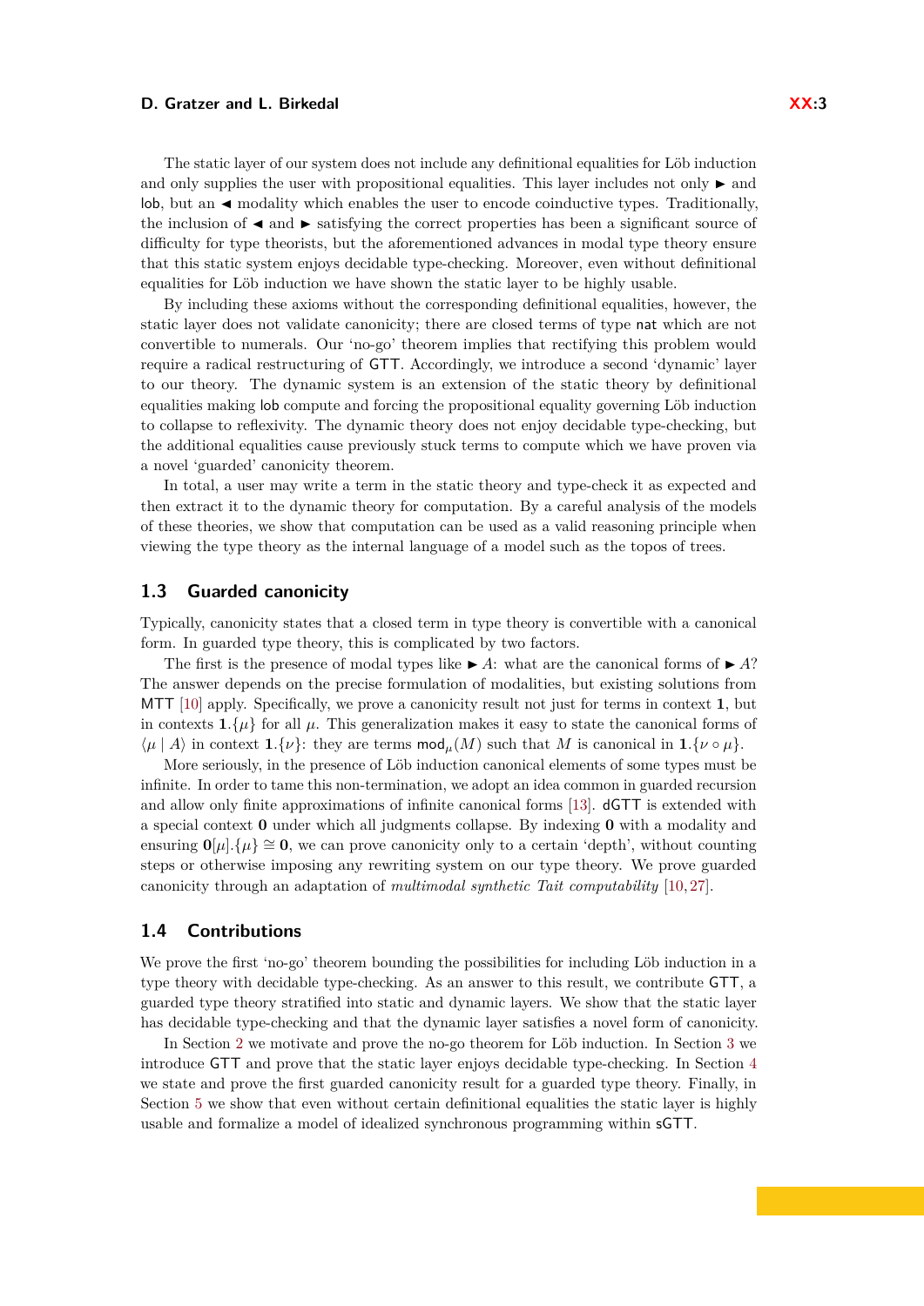The static layer of our system does not include any definitional equalities for Löb induction and only supplies the user with propositional equalities. This layer includes not only $\blacktriangleright$ and lob, but an $\blacktriangleleft$ modality which enables the user to encode coinductive types. Traditionally, the inclusion of $\blacktriangleleft$ and $\blacktriangleright$ satisfying the correct properties has been a significant source of difficulty for type theorists, but the aforementioned advances in modal type theory ensure that this static system enjoys decidable type-checking. Moreover, even without definitional equalities for Löb induction we have shown the static layer to be highly usable.

By including these axioms without the corresponding definitional equalities, however, the static layer does not validate canonicity; there are closed terms of type nat which are not convertible to numerals. Our 'no-go' theorem implies that rectifying this problem would require a radical restructuring of GTT. Accordingly, we introduce a second 'dynamic' layer to our theory. The dynamic system is an extension of the static theory by definitional equalities making lob compute and forcing the propositional equality governing Löb induction to collapse to reflexivity. The dynamic theory does not enjoy decidable type-checking, but the additional equalities cause previously stuck terms to compute which we have proven via a novel 'guarded' canonicity theorem.

In total, a user may write a term in the static theory and type-check it as expected and then extract it to the dynamic theory for computation. By a careful analysis of the models of these theories, we show that computation can be used as a valid reasoning principle when viewing the type theory as the internal language of a model such as the topos of trees.

## 1.3 Guarded canonicity

Typically, canonicity states that a closed term in type theory is convertible with a canonical form. In guarded type theory, this is complicated by two factors.

The first is the presence of modal types like $\blacktriangleright A$: what are the canonical forms of $\blacktriangleright A$? The answer depends on the precise formulation of modalities, but existing solutions from MTT [10] apply. Specifically, we prove a canonicity result not just for terms in context $\mathbf{1}$, but in contexts $\mathbf{1}.\{\mu\}$ for all $\mu$. This generalization makes it easy to state the canonical forms of $\langle \mu \mid A \rangle$ in context $\mathbf{1}.\{\nu\}$: they are terms $\mathsf{mod}_\mu(M)$ such that $M$ is canonical in $\mathbf{1}.\{\nu \circ \mu\}$.

More seriously, in the presence of Löb induction canonical elements of some types must be infinite. In order to tame this non-termination, we adopt an idea common in guarded recursion and allow only finite approximations of infinite canonical forms [13]. dGTT is extended with a special context $\mathbf{0}$ under which all judgments collapse. By indexing $\mathbf{0}$ with a modality and ensuring $\mathbf{0}[\mu].\{\mu\} \cong \mathbf{0}$, we can prove canonicity only to a certain 'depth', without counting steps or otherwise imposing any rewriting system on our type theory. We prove guarded canonicity through an adaptation of *multimodal synthetic Tait computability* [10, 27].

## 1.4 Contributions

We prove the first 'no-go' theorem bounding the possibilities for including Löb induction in a type theory with decidable type-checking. As an answer to this result, we contribute GTT, a guarded type theory stratified into static and dynamic layers. We show that the static layer has decidable type-checking and that the dynamic layer satisfies a novel form of canonicity.

In Section 2 we motivate and prove the no-go theorem for Löb induction. In Section 3 we introduce GTT and prove that the static layer enjoys decidable type-checking. In Section 4 we state and prove the first guarded canonicity result for a guarded type theory. Finally, in Section 5 we show that even without certain definitional equalities the static layer is highly usable and formalize a model of idealized synchronous programming within sGTT.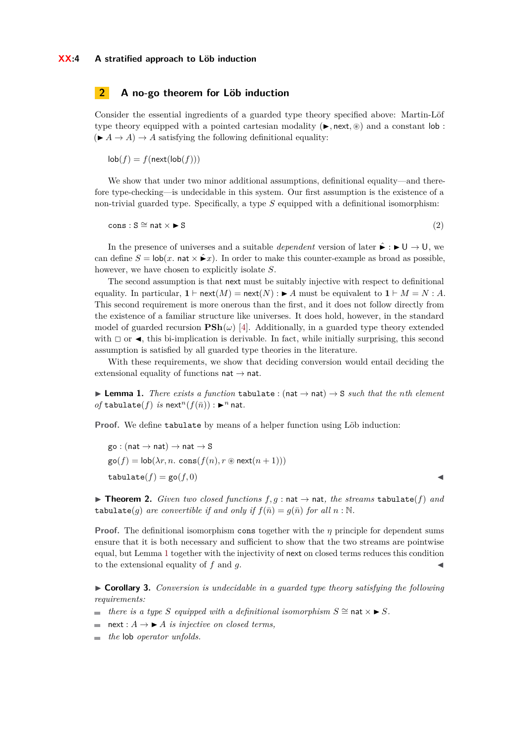## 2 A no-go theorem for Löb induction

Consider the essential ingredients of a guarded type theory specified above: Martin-Löf type theory equipped with a pointed cartesian modality $(\blacktriangleright, \mathsf{next}, \circledast)$ and a constant $\mathsf{lob} : (\blacktriangleright A \to A) \to A$ satisfying the following definitional equality:

$$\mathsf{lob}(f) = f(\mathsf{next}(\mathsf{lob}(f)))$$

We show that under two minor additional assumptions, definitional equality—and therefore type-checking—is undecidable in this system. Our first assumption is the existence of a non-trivial guarded type. Specifically, a type $S$ equipped with a definitional isomorphism:

$$\mathtt{cons} : \mathsf{S} \cong \mathsf{nat} \times \blacktriangleright \mathsf{S} \tag{2}$$

In the presence of universes and a suitable *dependent* version of later $\hat{\blacktriangleright} : \blacktriangleright \mathsf{U} \to \mathsf{U}$, we can define $S = \mathsf{lob}(x.\ \mathsf{nat} \times \hat{\blacktriangleright} x)$. In order to make this counter-example as broad as possible, however, we have chosen to explicitly isolate $S$.

The second assumption is that $\mathsf{next}$ must be suitably injective with respect to definitional equality. In particular, $\mathbf{1} \vdash \mathsf{next}(M) = \mathsf{next}(N) : \blacktriangleright A$ must be equivalent to $\mathbf{1} \vdash M = N : A$. This second requirement is more onerous than the first, and it does not follow directly from the existence of a familiar structure like universes. It does hold, however, in the standard model of guarded recursion $\mathbf{PSh}(\omega)$ [4]. Additionally, in a guarded type theory extended with $\square$ or $\blacktriangleleft$, this bi-implication is derivable. In fact, while initially surprising, this second assumption is satisfied by all guarded type theories in the literature.

With these requirements, we show that deciding conversion would entail deciding the extensional equality of functions $\mathsf{nat} \to \mathsf{nat}$.

▶ **Lemma 1.** *There exists a function* $\mathtt{tabulate} : (\mathsf{nat} \to \mathsf{nat}) \to \mathsf{S}$ *such that the nth element of* $\mathtt{tabulate}(f)$ *is* $\mathsf{next}^n(f(\bar{n})) : \blacktriangleright^n \mathsf{nat}$.

**Proof.** We define $\mathtt{tabulate}$ by means of a helper function using Löb induction:

$$\mathsf{go} : (\mathsf{nat} \to \mathsf{nat}) \to \mathsf{nat} \to \mathsf{S}$$
$$\mathsf{go}(f) = \mathsf{lob}(\lambda r, n.\ \mathtt{cons}(f(n), r \circledast \mathsf{next}(n+1)))$$
$$\mathtt{tabulate}(f) = \mathsf{go}(f, 0)$$

◀

▶ **Theorem 2.** *Given two closed functions* $f, g : \mathsf{nat} \to \mathsf{nat}$*, the streams* $\mathtt{tabulate}(f)$ *and* $\mathtt{tabulate}(g)$ *are convertible if and only if* $f(\bar{n}) = g(\bar{n})$ *for all* $n : \mathbb{N}$.

**Proof.** The definitional isomorphism $\mathtt{cons}$ together with the $\eta$ principle for dependent sums ensure that it is both necessary and sufficient to show that the two streams are pointwise equal, but Lemma 1 together with the injectivity of $\mathsf{next}$ on closed terms reduces this condition to the extensional equality of $f$ and $g$. ◀

▶ **Corollary 3.** *Conversion is undecidable in a guarded type theory satisfying the following requirements:*

- *there is a type* $S$ *equipped with a definitional isomorphism* $S \cong \mathsf{nat} \times \blacktriangleright S$*.*
- $\mathsf{next} : A \to \blacktriangleright A$ *is injective on closed terms,*
- *the* $\mathsf{lob}$ *operator unfolds.*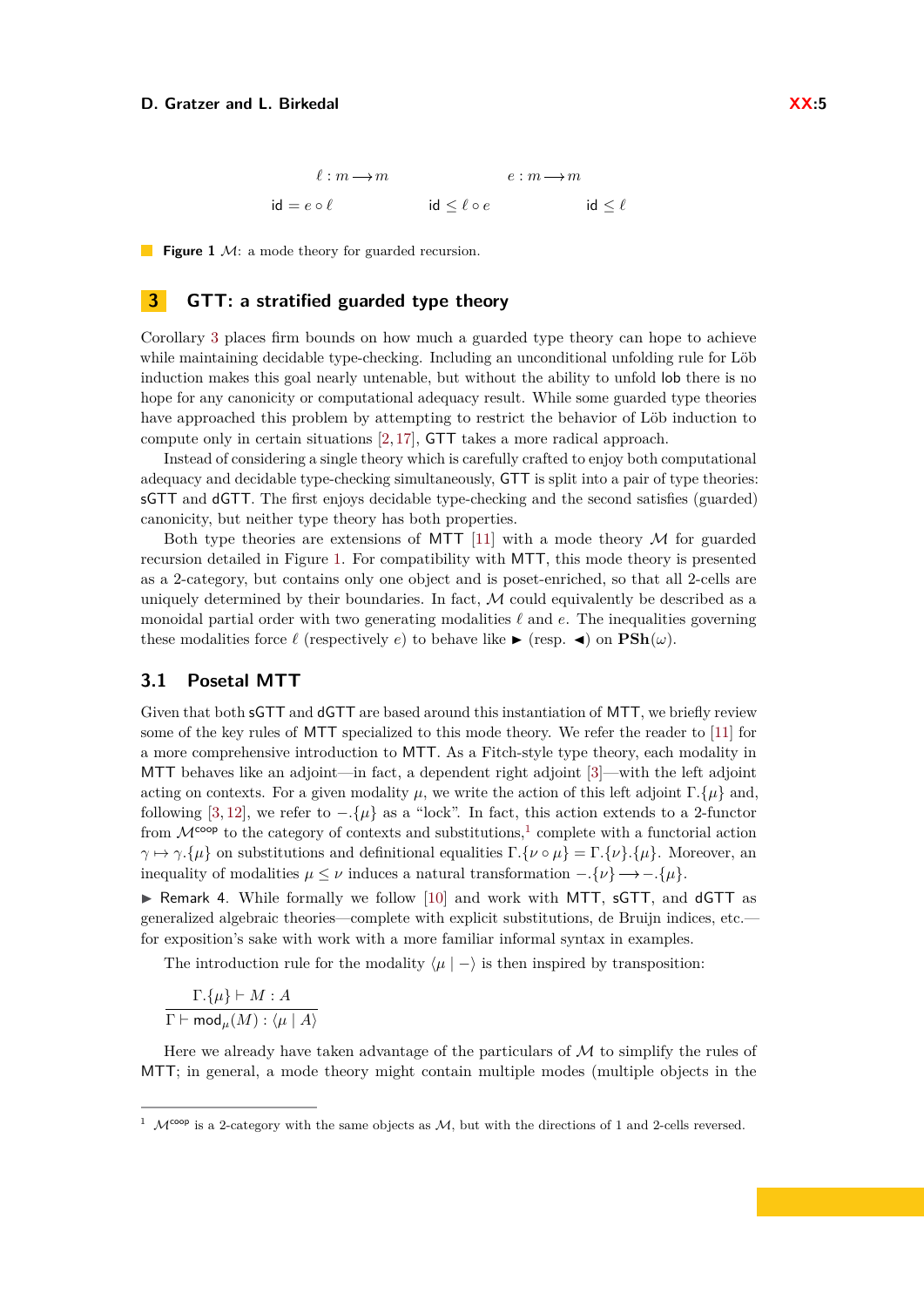$$\ell : m \longrightarrow m \qquad\qquad e : m \longrightarrow m$$

$$\mathsf{id} = e \circ \ell \qquad\qquad \mathsf{id} \le \ell \circ e \qquad\qquad \mathsf{id} \le \ell$$

**Figure 1** $\mathcal{M}$: a mode theory for guarded recursion.

# 3 GTT: a stratified guarded type theory

Corollary 3 places firm bounds on how much a guarded type theory can hope to achieve while maintaining decidable type-checking. Including an unconditional unfolding rule for Löb induction makes this goal nearly untenable, but without the ability to unfold lob there is no hope for any canonicity or computational adequacy result. While some guarded type theories have approached this problem by attempting to restrict the behavior of Löb induction to compute only in certain situations [2, 17], GTT takes a more radical approach.

Instead of considering a single theory which is carefully crafted to enjoy both computational adequacy and decidable type-checking simultaneously, GTT is split into a pair of type theories: sGTT and dGTT. The first enjoys decidable type-checking and the second satisfies (guarded) canonicity, but neither type theory has both properties.

Both type theories are extensions of MTT [11] with a mode theory $\mathcal{M}$ for guarded recursion detailed in Figure 1. For compatibility with MTT, this mode theory is presented as a 2-category, but contains only one object and is poset-enriched, so that all 2-cells are uniquely determined by their boundaries. In fact, $\mathcal{M}$ could equivalently be described as a monoidal partial order with two generating modalities $\ell$ and $e$. The inequalities governing these modalities force $\ell$ (respectively $e$) to behave like $\blacktriangleright$ (resp. $\blacktriangleleft$) on $\mathbf{PSh}(\omega)$.

## 3.1 Posetal MTT

Given that both sGTT and dGTT are based around this instantiation of MTT, we briefly review some of the key rules of MTT specialized to this mode theory. We refer the reader to [11] for a more comprehensive introduction to MTT. As a Fitch-style type theory, each modality in MTT behaves like an adjoint—in fact, a dependent right adjoint [3]—with the left adjoint acting on contexts. For a given modality $\mu$, we write the action of this left adjoint $\Gamma.\{\mu\}$ and, following [3, 12], we refer to $-.\{\mu\}$ as a "lock". In fact, this action extends to a 2-functor from $\mathcal{M}^{\mathsf{coop}}$ to the category of contexts and substitutions,[1] complete with a functorial action $\gamma \mapsto \gamma.\{\mu\}$ on substitutions and definitional equalities $\Gamma.\{\nu \circ \mu\} = \Gamma.\{\nu\}.\{\mu\}$. Moreover, an inequality of modalities $\mu \le \nu$ induces a natural transformation $-.\{\nu\} \longrightarrow -.\{\mu\}$.

▶ Remark 4. While formally we follow [10] and work with MTT, sGTT, and dGTT as generalized algebraic theories—complete with explicit substitutions, de Bruijn indices, etc.—for exposition's sake with work with a more familiar informal syntax in examples.

The introduction rule for the modality $\langle \mu \mid - \rangle$ is then inspired by transposition:

$$\frac{\Gamma.\{\mu\} \vdash M : A}{\Gamma \vdash \mathsf{mod}_{\mu}(M) : \langle \mu \mid A \rangle}$$

Here we already have taken advantage of the particulars of $\mathcal{M}$ to simplify the rules of MTT; in general, a mode theory might contain multiple modes (multiple objects in the

---

[1] $\mathcal{M}^{\mathsf{coop}}$ is a 2-category with the same objects as $\mathcal{M}$, but with the directions of 1 and 2-cells reversed.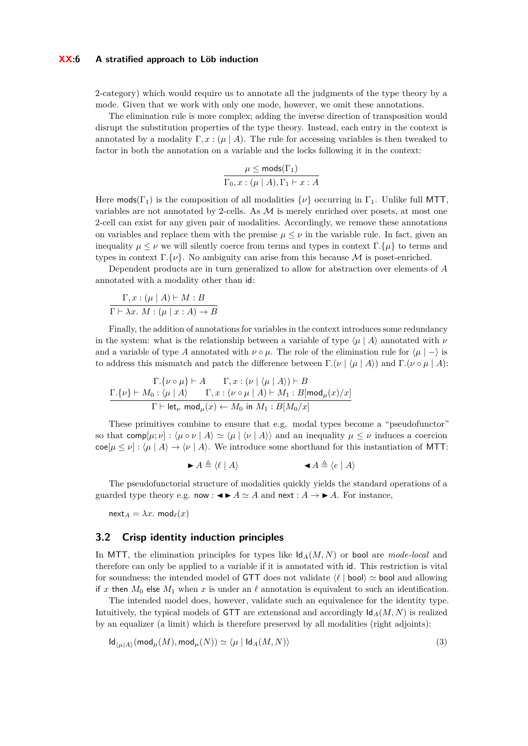2-category) which would require us to annotate all the judgments of the type theory by a mode. Given that we work with only one mode, however, we omit these annotations.

The elimination rule is more complex; adding the inverse direction of transposition would disrupt the substitution properties of the type theory. Instead, each entry in the context is annotated by a modality $\Gamma, x : (\mu \mid A)$. The rule for accessing variables is then tweaked to factor in both the annotation on a variable and the locks following it in the context:

$$\frac{\mu \leq \mathsf{mods}(\Gamma_1)}{\Gamma_0, x : (\mu \mid A), \Gamma_1 \vdash x : A}$$

Here $\mathsf{mods}(\Gamma_1)$ is the composition of all modalities $\{\nu\}$ occurring in $\Gamma_1$. Unlike full MTT, variables are not annotated by 2-cells. As $\mathcal{M}$ is merely enriched over posets, at most one 2-cell can exist for any given pair of modalities. Accordingly, we remove these annotations on variables and replace them with the premise $\mu \leq \nu$ in the variable rule. In fact, given an inequality $\mu \leq \nu$ we will silently coerce from terms and types in context $\Gamma.\{\mu\}$ to terms and types in context $\Gamma.\{\nu\}$. No ambiguity can arise from this because $\mathcal{M}$ is poset-enriched.

Dependent products are in turn generalized to allow for abstraction over elements of $A$ annotated with a modality other than $\mathsf{id}$:

$$\frac{\Gamma, x : (\mu \mid A) \vdash M : B}{\Gamma \vdash \lambda x.\ M : (\mu \mid x : A) \to B}$$

Finally, the addition of annotations for variables in the context introduces some redundancy in the system: what is the relationship between a variable of type $\langle \mu \mid A \rangle$ annotated with $\nu$ and a variable of type $A$ annotated with $\nu \circ \mu$. The role of the elimination rule for $\langle \mu \mid - \rangle$ is to address this mismatch and patch the difference between $\Gamma.(\nu \mid \langle \mu \mid A \rangle)$ and $\Gamma.(\nu \circ \mu \mid A)$:

$$\frac{\begin{array}{c}\Gamma.\{\nu \circ \mu\} \vdash A \qquad \Gamma, x : (\nu \mid \langle \mu \mid A \rangle) \vdash B \\ \Gamma.\{\nu\} \vdash M_0 : \langle \mu \mid A \rangle \qquad \Gamma, x : (\nu \circ \mu \mid A) \vdash M_1 : B[\mathsf{mod}_\mu(x)/x]\end{array}}{\Gamma \vdash \mathsf{let}_\nu\ \mathsf{mod}_\mu(x) \leftarrow M_0\ \mathsf{in}\ M_1 : B[M_0/x]}$$

These primitives combine to ensure that e.g. modal types become a "pseudofunctor" so that $\mathsf{comp}[\mu; \nu] : \langle \mu \circ \nu \mid A \rangle \simeq \langle \mu \mid \langle \nu \mid A \rangle \rangle$ and an inequality $\mu \leq \nu$ induces a coercion $\mathsf{coe}[\mu \leq \nu] : \langle \mu \mid A \rangle \to \langle \nu \mid A \rangle$. We introduce some shorthand for this instantiation of MTT:

$$\blacktriangleright A \triangleq \langle \ell \mid A \rangle \qquad\qquad \blacktriangleleft A \triangleq \langle e \mid A \rangle$$

The pseudofunctorial structure of modalities quickly yields the standard operations of a guarded type theory e.g. $\mathsf{now} : \blacktriangleleft \blacktriangleright A \simeq A$ and $\mathsf{next} : A \to \blacktriangleright A$. For instance,

$$\mathsf{next}_A = \lambda x.\ \mathsf{mod}_\ell(x)$$

## 3.2 Crisp identity induction principles

In MTT, the elimination principles for types like $\mathsf{Id}_A(M, N)$ or $\mathsf{bool}$ are *mode-local* and therefore can only be applied to a variable if it is annotated with $\mathsf{id}$. This restriction is vital for soundness; the intended model of GTT does not validate $\langle \ell \mid \mathsf{bool} \rangle \simeq \mathsf{bool}$ and allowing $\mathsf{if}\ x\ \mathsf{then}\ M_0\ \mathsf{else}\ M_1$ when $x$ is under an $\ell$ annotation is equivalent to such an identification.

The intended model does, however, validate such an equivalence for the identity type. Intuitively, the typical models of GTT are extensional and accordingly $\mathsf{Id}_A(M, N)$ is realized by an equalizer (a limit) which is therefore preserved by all modalities (right adjoints):

$$\mathsf{Id}_{\langle \mu \mid A \rangle}(\mathsf{mod}_\mu(M), \mathsf{mod}_\mu(N)) \simeq \langle \mu \mid \mathsf{Id}_A(M, N) \rangle \tag{3}$$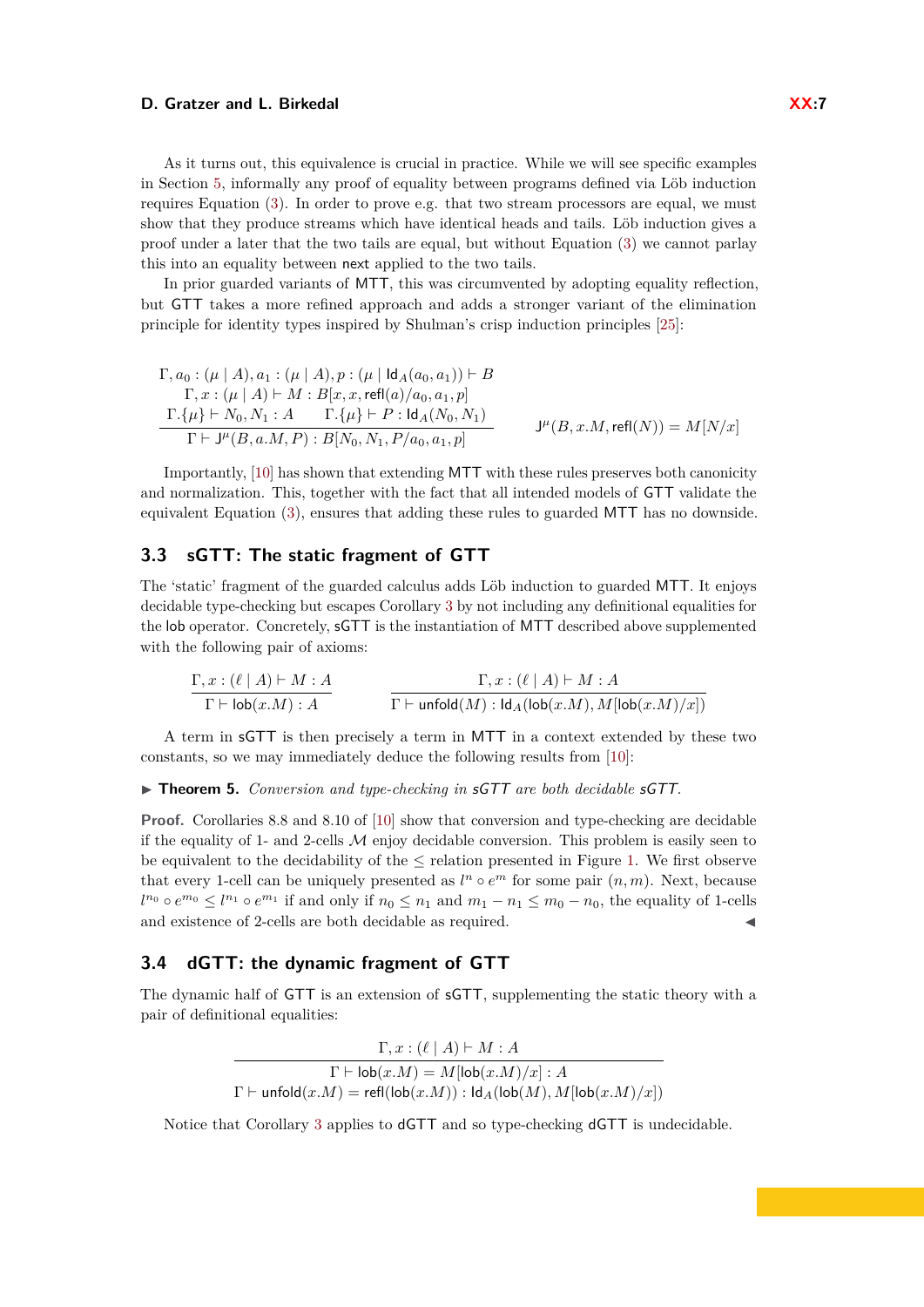As it turns out, this equivalence is crucial in practice. While we will see specific examples in Section 5, informally any proof of equality between programs defined via Löb induction requires Equation (3). In order to prove e.g. that two stream processors are equal, we must show that they produce streams which have identical heads and tails. Löb induction gives a proof under a later that the two tails are equal, but without Equation (3) we cannot parlay this into an equality between $\mathsf{next}$ applied to the two tails.

In prior guarded variants of MTT, this was circumvented by adopting equality reflection, but GTT takes a more refined approach and adds a stronger variant of the elimination principle for identity types inspired by Shulman's crisp induction principles [25]:

$$\frac{\begin{array}{c}\Gamma, a_0 : (\mu \mid A), a_1 : (\mu \mid A), p : (\mu \mid \mathsf{Id}_A(a_0, a_1)) \vdash B \\ \Gamma, x : (\mu \mid A) \vdash M : B[x, x, \mathsf{refl}(a)/a_0, a_1, p] \\ \Gamma.\{\mu\} \vdash N_0, N_1 : A \qquad \Gamma.\{\mu\} \vdash P : \mathsf{Id}_A(N_0, N_1)\end{array}}{\Gamma \vdash \mathsf{J}^\mu(B, a.M, P) : B[N_0, N_1, P/a_0, a_1, p]} \qquad \mathsf{J}^\mu(B, x.M, \mathsf{refl}(N)) = M[N/x]$$

Importantly, [10] has shown that extending MTT with these rules preserves both canonicity and normalization. This, together with the fact that all intended models of GTT validate the equivalent Equation (3), ensures that adding these rules to guarded MTT has no downside.

## 3.3 sGTT: The static fragment of GTT

The 'static' fragment of the guarded calculus adds Löb induction to guarded MTT. It enjoys decidable type-checking but escapes Corollary 3 by not including any definitional equalities for the $\mathsf{lob}$ operator. Concretely, sGTT is the instantiation of MTT described above supplemented with the following pair of axioms:

$$\frac{\Gamma, x : (\ell \mid A) \vdash M : A}{\Gamma \vdash \mathsf{lob}(x.M) : A} \qquad \frac{\Gamma, x : (\ell \mid A) \vdash M : A}{\Gamma \vdash \mathsf{unfold}(M) : \mathsf{Id}_A(\mathsf{lob}(x.M), M[\mathsf{lob}(x.M)/x])}$$

A term in sGTT is then precisely a term in MTT in a context extended by these two constants, so we may immediately deduce the following results from [10]:

▶ **Theorem 5.** *Conversion and type-checking in sGTT are both decidable sGTT.*

**Proof.** Corollaries 8.8 and 8.10 of [10] show that conversion and type-checking are decidable if the equality of 1- and 2-cells $\mathcal{M}$ enjoy decidable conversion. This problem is easily seen to be equivalent to the decidability of the $\leq$ relation presented in Figure 1. We first observe that every 1-cell can be uniquely presented as $l^n \circ e^m$ for some pair $(n, m)$. Next, because $l^{n_0} \circ e^{m_0} \leq l^{n_1} \circ e^{m_1}$ if and only if $n_0 \leq n_1$ and $m_1 - n_1 \leq m_0 - n_0$, the equality of 1-cells and existence of 2-cells are both decidable as required. ◀

## 3.4 dGTT: the dynamic fragment of GTT

The dynamic half of GTT is an extension of sGTT, supplementing the static theory with a pair of definitional equalities:

$$\frac{\Gamma, x : (\ell \mid A) \vdash M : A}{\begin{array}{c}\Gamma \vdash \mathsf{lob}(x.M) = M[\mathsf{lob}(x.M)/x] : A \\ \Gamma \vdash \mathsf{unfold}(x.M) = \mathsf{refl}(\mathsf{lob}(x.M)) : \mathsf{Id}_A(\mathsf{lob}(M), M[\mathsf{lob}(x.M)/x])\end{array}}$$

Notice that Corollary 3 applies to dGTT and so type-checking dGTT is undecidable.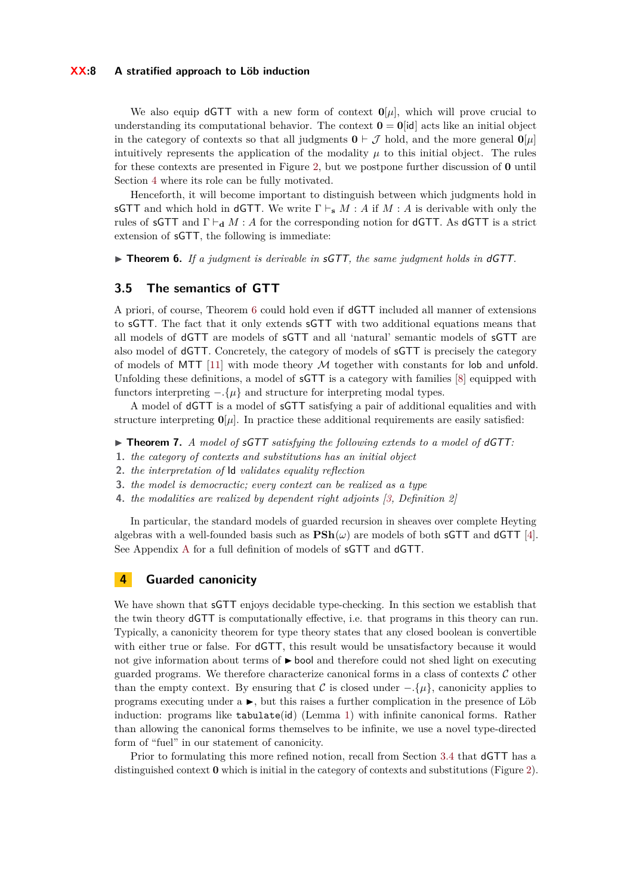We also equip dGTT with a new form of context $\mathbf{0}[\mu]$, which will prove crucial to understanding its computational behavior. The context $\mathbf{0} = \mathbf{0}[\mathsf{id}]$ acts like an initial object in the category of contexts so that all judgments $\mathbf{0} \vdash \mathcal{J}$ hold, and the more general $\mathbf{0}[\mu]$ intuitively represents the application of the modality $\mu$ to this initial object. The rules for these contexts are presented in Figure 2, but we postpone further discussion of $\mathbf{0}$ until Section 4 where its role can be fully motivated.

Henceforth, it will become important to distinguish between which judgments hold in sGTT and which hold in dGTT. We write $\Gamma \vdash_{\mathbf{s}} M : A$ if $M : A$ is derivable with only the rules of sGTT and $\Gamma \vdash_{\mathbf{d}} M : A$ for the corresponding notion for dGTT. As dGTT is a strict extension of sGTT, the following is immediate:

▶ **Theorem 6.** *If a judgment is derivable in sGTT, the same judgment holds in dGTT.*

## 3.5 The semantics of GTT

A priori, of course, Theorem 6 could hold even if dGTT included all manner of extensions to sGTT. The fact that it only extends sGTT with two additional equations means that all models of dGTT are models of sGTT and all 'natural' semantic models of sGTT are also model of dGTT. Concretely, the category of models of sGTT is precisely the category of models of MTT [11] with mode theory $\mathcal{M}$ together with constants for lob and unfold. Unfolding these definitions, a model of sGTT is a category with families [8] equipped with functors interpreting $-.\{\mu\}$ and structure for interpreting modal types.

A model of dGTT is a model of sGTT satisfying a pair of additional equalities and with structure interpreting $\mathbf{0}[\mu]$. In practice these additional requirements are easily satisfied:

▶ **Theorem 7.** *A model of sGTT satisfying the following extends to a model of dGTT:*

1. *the category of contexts and substitutions has an initial object*
2. *the interpretation of* Id *validates equality reflection*
3. *the model is democractic; every context can be realized as a type*
4. *the modalities are realized by dependent right adjoints [3, Definition 2]*

In particular, the standard models of guarded recursion in sheaves over complete Heyting algebras with a well-founded basis such as $\mathbf{PSh}(\omega)$ are models of both sGTT and dGTT [4]. See Appendix A for a full definition of models of sGTT and dGTT.

# 4 Guarded canonicity

We have shown that sGTT enjoys decidable type-checking. In this section we establish that the twin theory dGTT is computationally effective, i.e. that programs in this theory can run. Typically, a canonicity theorem for type theory states that any closed boolean is convertible with either true or false. For dGTT, this result would be unsatisfactory because it would not give information about terms of $\blacktriangleright$ bool and therefore could not shed light on executing guarded programs. We therefore characterize canonical forms in a class of contexts $\mathcal{C}$ other than the empty context. By ensuring that $\mathcal{C}$ is closed under $-.\{\mu\}$, canonicity applies to programs executing under a $\blacktriangleright$, but this raises a further complication in the presence of Löb induction: programs like `tabulate`(id) (Lemma 1) with infinite canonical forms. Rather than allowing the canonical forms themselves to be infinite, we use a novel type-directed form of "fuel" in our statement of canonicity.

Prior to formulating this more refined notion, recall from Section 3.4 that dGTT has a distinguished context $\mathbf{0}$ which is initial in the category of contexts and substitutions (Figure 2).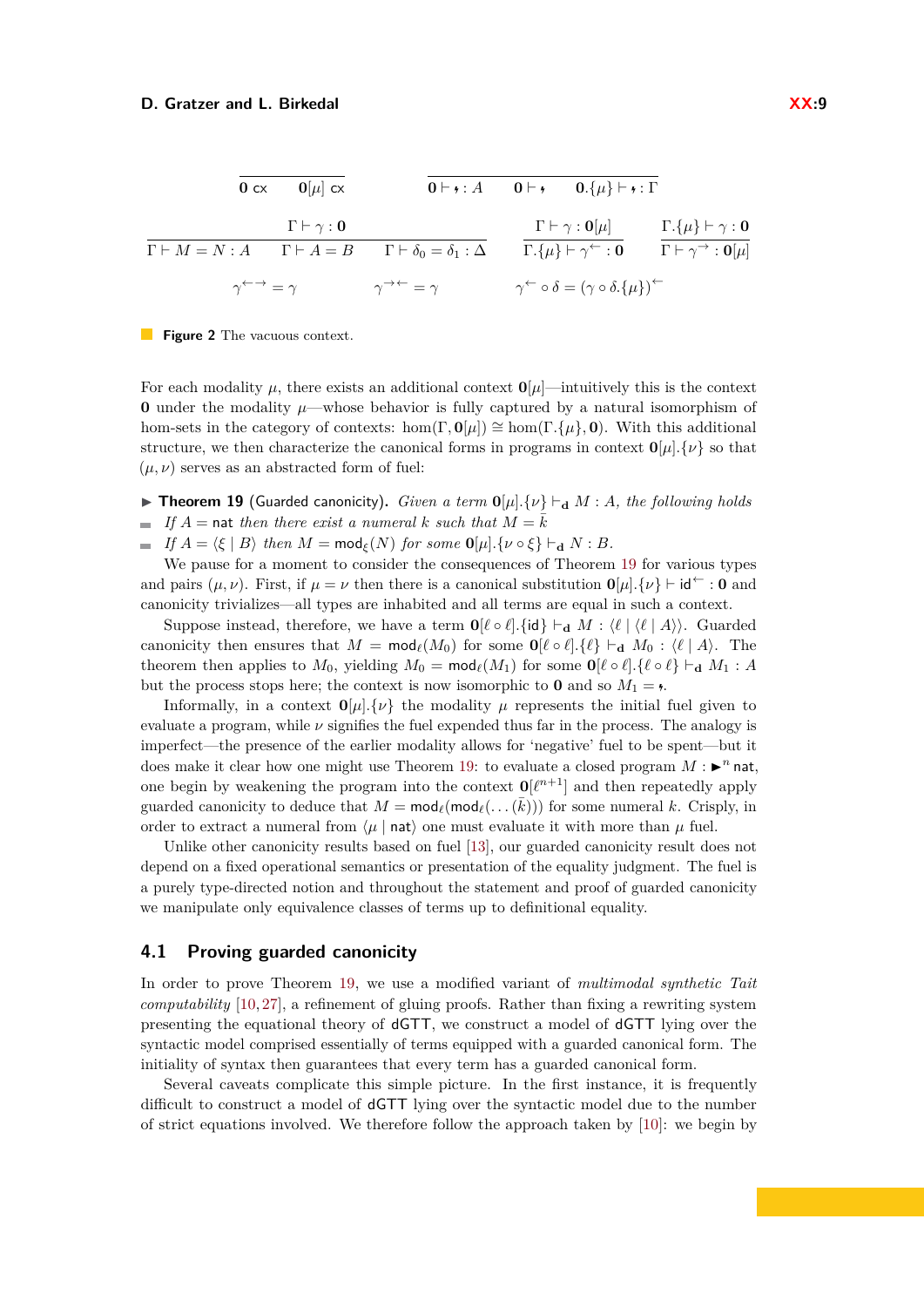$$\frac{}{\mathbf{0}\ \mathsf{cx}} \qquad \frac{}{\mathbf{0}[\mu]\ \mathsf{cx}} \qquad\qquad \frac{}{\mathbf{0} \vdash \lightning : A} \qquad \frac{}{\mathbf{0} \vdash \lightning} \qquad \frac{}{\mathbf{0}.\{\mu\} \vdash \lightning : \Gamma}$$

$$\frac{\Gamma \vdash \gamma : \mathbf{0}}{\Gamma \vdash M = N : A \qquad \Gamma \vdash A = B \qquad \Gamma \vdash \delta_0 = \delta_1 : \Delta} \qquad \frac{\Gamma \vdash \gamma : \mathbf{0}[\mu]}{\Gamma.\{\mu\} \vdash \gamma^{\leftarrow} : \mathbf{0}} \qquad \frac{\Gamma.\{\mu\} \vdash \gamma : \mathbf{0}}{\Gamma \vdash \gamma^{\rightarrow} : \mathbf{0}[\mu]}$$

$$\gamma^{\leftarrow\rightarrow} = \gamma \qquad\qquad \gamma^{\rightarrow\leftarrow} = \gamma \qquad\qquad \gamma^{\leftarrow} \circ \delta = (\gamma \circ \delta.\{\mu\})^{\leftarrow}$$

**Figure 2** The vacuous context.

For each modality $\mu$, there exists an additional context $\mathbf{0}[\mu]$—intuitively this is the context $\mathbf{0}$ under the modality $\mu$—whose behavior is fully captured by a natural isomorphism of hom-sets in the category of contexts: $\hom(\Gamma, \mathbf{0}[\mu]) \cong \hom(\Gamma.\{\mu\}, \mathbf{0})$. With this additional structure, we then characterize the canonical forms in programs in context $\mathbf{0}[\mu].\{\nu\}$ so that $(\mu, \nu)$ serves as an abstracted form of fuel:

▶ **Theorem 19** (Guarded canonicity). *Given a term $\mathbf{0}[\mu].\{\nu\} \vdash_{\mathbf{d}} M : A$, the following holds*

- *If $A = \mathsf{nat}$ then there exist a numeral $k$ such that $M = \bar{k}$*
- *If $A = \langle \xi \mid B \rangle$ then $M = \mathsf{mod}_\xi(N)$ for some $\mathbf{0}[\mu].\{\nu \circ \xi\} \vdash_{\mathbf{d}} N : B$.*

We pause for a moment to consider the consequences of Theorem 19 for various types and pairs $(\mu, \nu)$. First, if $\mu = \nu$ then there is a canonical substitution $\mathbf{0}[\mu].\{\nu\} \vdash \mathsf{id}^{\leftarrow} : \mathbf{0}$ and canonicity trivializes—all types are inhabited and all terms are equal in such a context.

Suppose instead, therefore, we have a term $\mathbf{0}[\ell \circ \ell].\{\mathsf{id}\} \vdash_{\mathbf{d}} M : \langle \ell \mid \langle \ell \mid A \rangle\rangle$. Guarded canonicity then ensures that $M = \mathsf{mod}_\ell(M_0)$ for some $\mathbf{0}[\ell \circ \ell].\{\ell\} \vdash_{\mathbf{d}} M_0 : \langle \ell \mid A \rangle$. The theorem then applies to $M_0$, yielding $M_0 = \mathsf{mod}_\ell(M_1)$ for some $\mathbf{0}[\ell \circ \ell].\{\ell \circ \ell\} \vdash_{\mathbf{d}} M_1 : A$ but the process stops here; the context is now isomorphic to $\mathbf{0}$ and so $M_1 = \lightning$.

Informally, in a context $\mathbf{0}[\mu].\{\nu\}$ the modality $\mu$ represents the initial fuel given to evaluate a program, while $\nu$ signifies the fuel expended thus far in the process. The analogy is imperfect—the presence of the earlier modality allows for 'negative' fuel to be spent—but it does make it clear how one might use Theorem 19: to evaluate a closed program $M : \blacktriangleright^n \mathsf{nat}$, one begin by weakening the program into the context $\mathbf{0}[\ell^{n+1}]$ and then repeatedly apply guarded canonicity to deduce that $M = \mathsf{mod}_\ell(\mathsf{mod}_\ell(\dots(\bar{k})))$ for some numeral $k$. Crisply, in order to extract a numeral from $\langle \mu \mid \mathsf{nat}\rangle$ one must evaluate it with more than $\mu$ fuel.

Unlike other canonicity results based on fuel [13], our guarded canonicity result does not depend on a fixed operational semantics or presentation of the equality judgment. The fuel is a purely type-directed notion and throughout the statement and proof of guarded canonicity we manipulate only equivalence classes of terms up to definitional equality.

## 4.1 Proving guarded canonicity

In order to prove Theorem 19, we use a modified variant of *multimodal synthetic Tait computability* [10, 27], a refinement of gluing proofs. Rather than fixing a rewriting system presenting the equational theory of dGTT, we construct a model of dGTT lying over the syntactic model comprised essentially of terms equipped with a guarded canonical form. The initiality of syntax then guarantees that every term has a guarded canonical form.

Several caveats complicate this simple picture. In the first instance, it is frequently difficult to construct a model of dGTT lying over the syntactic model due to the number of strict equations involved. We therefore follow the approach taken by [10]: we begin by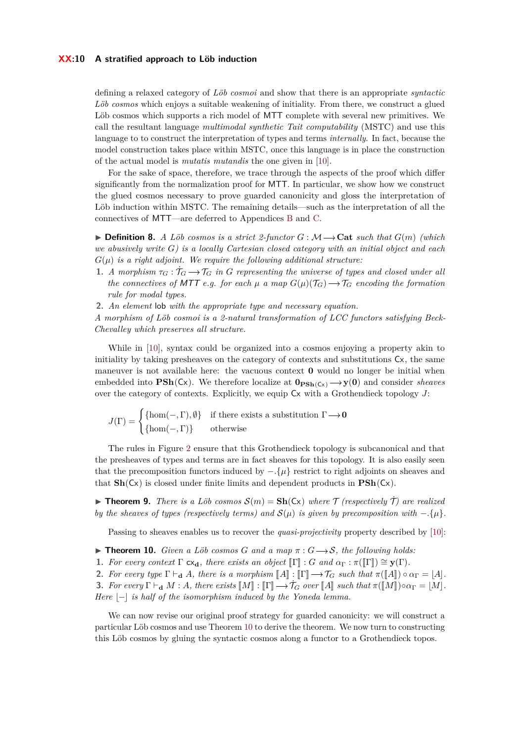defining a relaxed category of *Löb cosmoi* and show that there is an appropriate *syntactic Löb cosmos* which enjoys a suitable weakening of initiality. From there, we construct a glued Löb cosmos which supports a rich model of MTT complete with several new primitives. We call the resultant language *multimodal synthetic Tait computability* (MSTC) and use this language to to construct the interpretation of types and terms *internally*. In fact, because the model construction takes place within MSTC, once this language is in place the construction of the actual model is *mutatis mutandis* the one given in [10].

For the sake of space, therefore, we trace through the aspects of the proof which differ significantly from the normalization proof for MTT. In particular, we show how we construct the glued cosmos necessary to prove guarded canonicity and gloss the interpretation of Löb induction within MSTC. The remaining details—such as the interpretation of all the connectives of MTT—are deferred to Appendices B and C.

▶ **Definition 8.** *A Löb cosmos is a strict 2-functor $G : \mathcal{M} \longrightarrow \mathbf{Cat}$ such that $G(m)$ (which we abusively write $G$) is a locally Cartesian closed category with an initial object and each $G(\mu)$ is a right adjoint. We require the following additional structure:*

1. *A morphism $\tau_G : \dot{\mathcal{T}}_G \longrightarrow \mathcal{T}_G$ in $G$ representing the universe of types and closed under all the connectives of MTT e.g. for each $\mu$ a map $G(\mu)(\mathcal{T}_G) \longrightarrow \mathcal{T}_G$ encoding the formation rule for modal types.*
2. *An element* lob *with the appropriate type and necessary equation.*

*A morphism of Löb cosmoi is a 2-natural transformation of LCC functors satisfying Beck-Chevalley which preserves all structure.*

While in [10], syntax could be organized into a cosmos enjoying a property akin to initiality by taking presheaves on the category of contexts and substitutions $\mathsf{Cx}$, the same maneuver is not available here: the vacuous context $\mathbf{0}$ would no longer be initial when embedded into $\mathbf{PSh}(\mathsf{Cx})$. We therefore localize at $\mathbf{0}_{\mathbf{PSh}(\mathsf{Cx})} \longrightarrow \mathbf{y}(\mathbf{0})$ and consider *sheaves* over the category of contexts. Explicitly, we equip $\mathsf{Cx}$ with a Grothendieck topology $J$:

$$J(\Gamma) = \begin{cases} \{\hom(-,\Gamma), \emptyset\} & \text{if there exists a substitution } \Gamma \longrightarrow \mathbf{0} \\ \{\hom(-,\Gamma)\} & \text{otherwise} \end{cases}$$

The rules in Figure 2 ensure that this Grothendieck topology is subcanonical and that the presheaves of types and terms are in fact sheaves for this topology. It is also easily seen that the precomposition functors induced by $-.\{\mu\}$ restrict to right adjoints on sheaves and that $\mathbf{Sh}(\mathsf{Cx})$ is closed under finite limits and dependent products in $\mathbf{PSh}(\mathsf{Cx})$.

▶ **Theorem 9.** *There is a Löb cosmos $\mathcal{S}(m) = \mathbf{Sh}(\mathsf{Cx})$ where $\mathcal{T}$ (respectively $\dot{\mathcal{T}}$) are realized by the sheaves of types (respectively terms) and $\mathcal{S}(\mu)$ is given by precomposition with $-.\{\mu\}$.*

Passing to sheaves enables us to recover the *quasi-projectivity* property described by [10]:

▶ **Theorem 10.** *Given a Löb cosmos $G$ and a map $\pi : G \longrightarrow \mathcal{S}$, the following holds:*

1. *For every context $\Gamma$ $\mathsf{cx}_{\mathbf{d}}$, there exists an object $[\![\Gamma]\!] : G$ and $\alpha_\Gamma : \pi([\![\Gamma]\!]) \cong \mathbf{y}(\Gamma)$.*
2. *For every type $\Gamma \vdash_{\mathbf{d}} A$, there is a morphism $[\![A]\!] : [\![\Gamma]\!] \longrightarrow \mathcal{T}_G$ such that $\pi([\![A]\!]) \circ \alpha_\Gamma = \lfloor A \rfloor$.*
3. *For every $\Gamma \vdash_{\mathbf{d}} M : A$, there exists $[\![M]\!] : [\![\Gamma]\!] \longrightarrow \dot{\mathcal{T}}_G$ over $[\![A]\!]$ such that $\pi([\![M]\!]) \circ \alpha_\Gamma = \lfloor M \rfloor$.*

*Here $\lfloor - \rfloor$ is half of the isomorphism induced by the Yoneda lemma.*

We can now revise our original proof strategy for guarded canonicity: we will construct a particular Löb cosmos and use Theorem 10 to derive the theorem. We now turn to constructing this Löb cosmos by gluing the syntactic cosmos along a functor to a Grothendieck topos.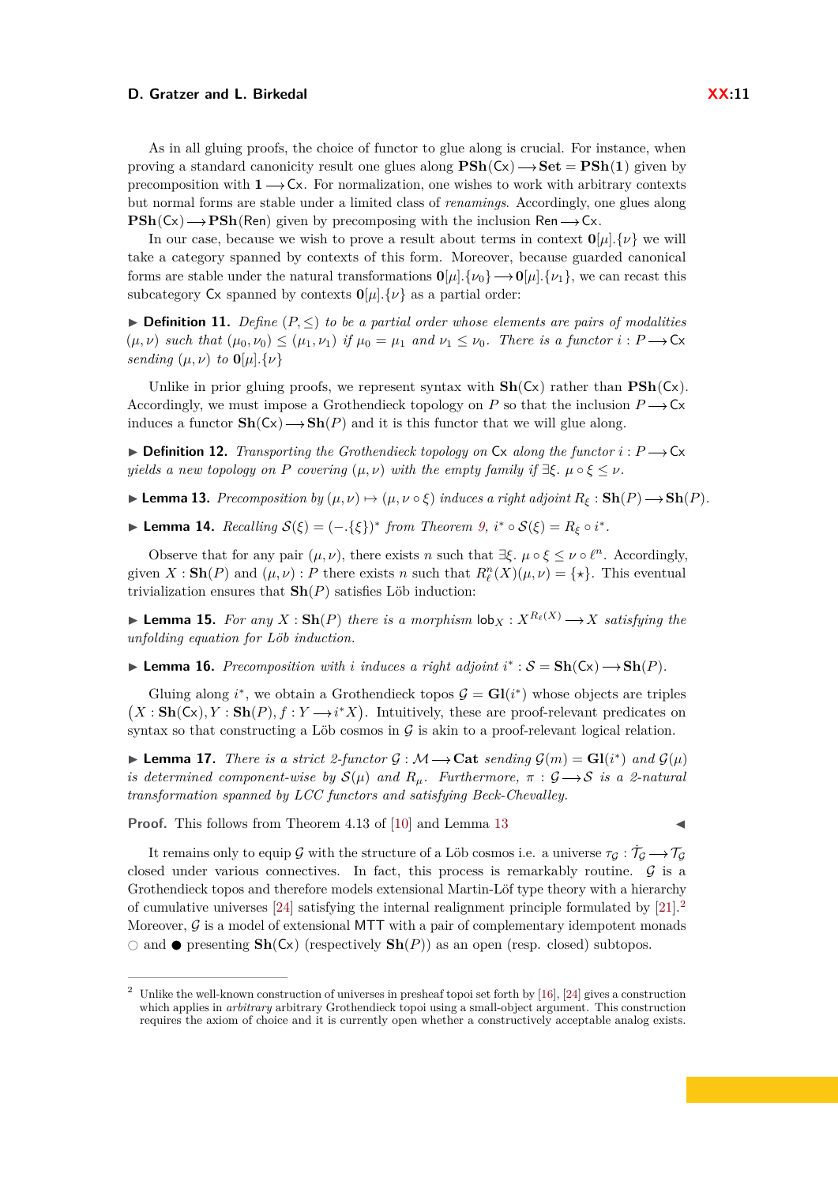As in all gluing proofs, the choice of functor to glue along is crucial. For instance, when proving a standard canonicity result one glues along $\mathbf{PSh}(\mathsf{Cx}) \longrightarrow \mathbf{Set} = \mathbf{PSh}(\mathbf{1})$ given by precomposition with $\mathbf{1} \longrightarrow \mathsf{Cx}$. For normalization, one wishes to work with arbitrary contexts but normal forms are stable under a limited class of *renamings*. Accordingly, one glues along $\mathbf{PSh}(\mathsf{Cx}) \longrightarrow \mathbf{PSh}(\mathsf{Ren})$ given by precomposing with the inclusion $\mathsf{Ren} \longrightarrow \mathsf{Cx}$.

In our case, because we wish to prove a result about terms in context $\mathbf{0}[\mu].\{\nu\}$ we will take a category spanned by contexts of this form. Moreover, because guarded canonical forms are stable under the natural transformations $\mathbf{0}[\mu].\{\nu_0\} \longrightarrow \mathbf{0}[\mu].\{\nu_1\}$, we can recast this subcategory $\mathsf{Cx}$ spanned by contexts $\mathbf{0}[\mu].\{\nu\}$ as a partial order:

▶ **Definition 11.** *Define $(P, \leq)$ to be a partial order whose elements are pairs of modalities $(\mu, \nu)$ such that $(\mu_0, \nu_0) \leq (\mu_1, \nu_1)$ if $\mu_0 = \mu_1$ and $\nu_1 \leq \nu_0$. There is a functor $i : P \longrightarrow \mathsf{Cx}$ sending $(\mu, \nu)$ to $\mathbf{0}[\mu].\{\nu\}$*

Unlike in prior gluing proofs, we represent syntax with $\mathbf{Sh}(\mathsf{Cx})$ rather than $\mathbf{PSh}(\mathsf{Cx})$. Accordingly, we must impose a Grothendieck topology on $P$ so that the inclusion $P \longrightarrow \mathsf{Cx}$ induces a functor $\mathbf{Sh}(\mathsf{Cx}) \longrightarrow \mathbf{Sh}(P)$ and it is this functor that we will glue along.

▶ **Definition 12.** *Transporting the Grothendieck topology on $\mathsf{Cx}$ along the functor $i : P \longrightarrow \mathsf{Cx}$ yields a new topology on $P$ covering $(\mu, \nu)$ with the empty family if $\exists \xi.\ \mu \circ \xi \leq \nu$.*

▶ **Lemma 13.** *Precomposition by $(\mu, \nu) \mapsto (\mu, \nu \circ \xi)$ induces a right adjoint $R_\xi : \mathbf{Sh}(P) \longrightarrow \mathbf{Sh}(P)$.*

▶ **Lemma 14.** *Recalling $\mathcal{S}(\xi) = (-.\{\xi\})^*$ from Theorem 9, $i^* \circ \mathcal{S}(\xi) = R_\xi \circ i^*$.*

Observe that for any pair $(\mu, \nu)$, there exists $n$ such that $\exists \xi.\ \mu \circ \xi \leq \nu \circ \ell^n$. Accordingly, given $X : \mathbf{Sh}(P)$ and $(\mu, \nu) : P$ there exists $n$ such that $R_\ell^n(X)(\mu, \nu) = \{\star\}$. This eventual trivialization ensures that $\mathbf{Sh}(P)$ satisfies Löb induction:

▶ **Lemma 15.** *For any $X : \mathbf{Sh}(P)$ there is a morphism $\mathsf{lob}_X : X^{R_\ell(X)} \longrightarrow X$ satisfying the unfolding equation for Löb induction.*

▶ **Lemma 16.** *Precomposition with $i$ induces a right adjoint $i^* : \mathcal{S} = \mathbf{Sh}(\mathsf{Cx}) \longrightarrow \mathbf{Sh}(P)$.*

Gluing along $i^*$, we obtain a Grothendieck topos $\mathcal{G} = \mathbf{Gl}(i^*)$ whose objects are triples $\big(X : \mathbf{Sh}(\mathsf{Cx}), Y : \mathbf{Sh}(P), f : Y \longrightarrow i^* X\big)$. Intuitively, these are proof-relevant predicates on syntax so that constructing a Löb cosmos in $\mathcal{G}$ is akin to a proof-relevant logical relation.

▶ **Lemma 17.** *There is a strict 2-functor $\mathcal{G} : \mathcal{M} \longrightarrow \mathbf{Cat}$ sending $\mathcal{G}(m) = \mathbf{Gl}(i^*)$ and $\mathcal{G}(\mu)$ is determined component-wise by $\mathcal{S}(\mu)$ and $R_\mu$. Furthermore, $\pi : \mathcal{G} \longrightarrow \mathcal{S}$ is a 2-natural transformation spanned by LCC functors and satisfying Beck-Chevalley.*

**Proof.** This follows from Theorem 4.13 of [10] and Lemma 13 ◀

It remains only to equip $\mathcal{G}$ with the structure of a Löb cosmos i.e. a universe $\tau_{\mathcal{G}} : \dot{\mathcal{T}}_{\mathcal{G}} \longrightarrow \mathcal{T}_{\mathcal{G}}$ closed under various connectives. In fact, this process is remarkably routine. $\mathcal{G}$ is a Grothendieck topos and therefore models extensional Martin-Löf type theory with a hierarchy of cumulative universes [24] satisfying the internal realignment principle formulated by [21].[2] Moreover, $\mathcal{G}$ is a model of extensional $\mathsf{MTT}$ with a pair of complementary idempotent monads $\circ$ and $\bullet$ presenting $\mathbf{Sh}(\mathsf{Cx})$ (respectively $\mathbf{Sh}(P)$) as an open (resp. closed) subtopos.

---

[2] Unlike the well-known construction of universes in presheaf topoi set forth by [16], [24] gives a construction which applies in *arbitrary* arbitrary Grothendieck topoi using a small-object argument. This construction requires the axiom of choice and it is currently open whether a constructively acceptable analog exists.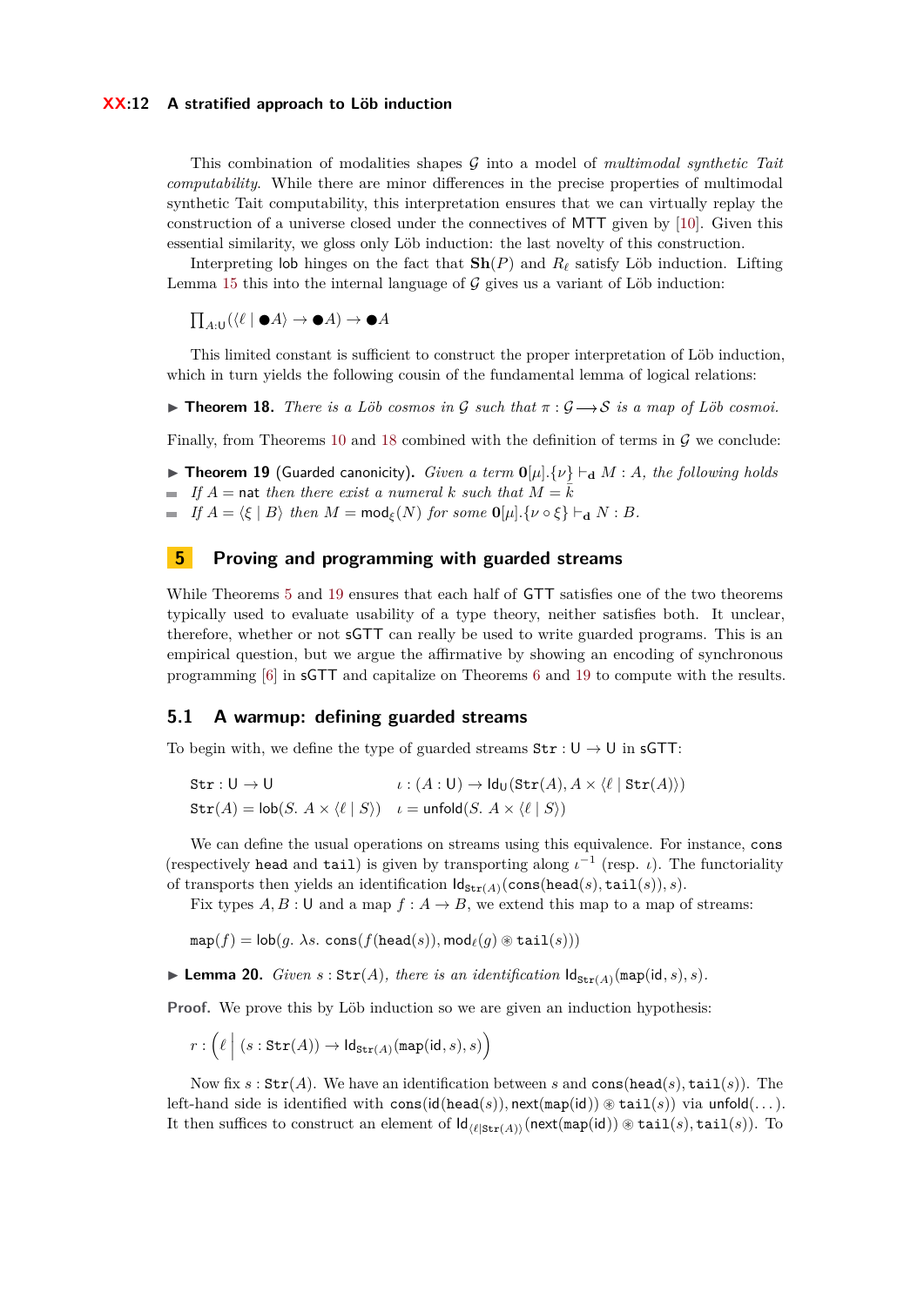This combination of modalities shapes $\mathcal{G}$ into a model of *multimodal synthetic Tait computability*. While there are minor differences in the precise properties of multimodal synthetic Tait computability, this interpretation ensures that we can virtually replay the construction of a universe closed under the connectives of MTT given by [10]. Given this essential similarity, we gloss only Löb induction: the last novelty of this construction.

Interpreting lob hinges on the fact that $\mathbf{Sh}(P)$ and $R_\ell$ satisfy Löb induction. Lifting Lemma 15 this into the internal language of $\mathcal{G}$ gives us a variant of Löb induction:

$$\textstyle\prod_{A:\mathsf{U}}(\langle \ell \mid \bullet A\rangle \to \bullet A) \to \bullet A$$

This limited constant is sufficient to construct the proper interpretation of Löb induction, which in turn yields the following cousin of the fundamental lemma of logical relations:

▶ **Theorem 18.** *There is a Löb cosmos in $\mathcal{G}$ such that $\pi : \mathcal{G} \longrightarrow \mathcal{S}$ is a map of Löb cosmoi.*

Finally, from Theorems 10 and 18 combined with the definition of terms in $\mathcal{G}$ we conclude:

▶ **Theorem 19** (Guarded canonicity). *Given a term $\mathbf{0}[\mu].\{\nu\} \vdash_{\mathbf{d}} M : A$, the following holds*

- *If $A = \mathsf{nat}$ then there exist a numeral $k$ such that $M = \bar{k}$*
- *If $A = \langle \xi \mid B\rangle$ then $M = \mathsf{mod}_\xi(N)$ for some $\mathbf{0}[\mu].\{\nu \circ \xi\} \vdash_{\mathbf{d}} N : B$.*

## 5 Proving and programming with guarded streams

While Theorems 5 and 19 ensures that each half of GTT satisfies one of the two theorems typically used to evaluate usability of a type theory, neither satisfies both. It unclear, therefore, whether or not sGTT can really be used to write guarded programs. This is an empirical question, but we argue the affirmative by showing an encoding of synchronous programming [6] in sGTT and capitalize on Theorems 6 and 19 to compute with the results.

### 5.1 A warmup: defining guarded streams

To begin with, we define the type of guarded streams $\mathtt{Str} : \mathsf{U} \to \mathsf{U}$ in sGTT:

$$\begin{array}{ll}\mathtt{Str} : \mathsf{U} \to \mathsf{U} & \iota : (A : \mathsf{U}) \to \mathsf{Id}_{\mathsf{U}}(\mathtt{Str}(A), A \times \langle \ell \mid \mathtt{Str}(A)\rangle) \\ \mathtt{Str}(A) = \mathsf{lob}(S.\ A \times \langle \ell \mid S\rangle) & \iota = \mathsf{unfold}(S.\ A \times \langle \ell \mid S\rangle)\end{array}$$

We can define the usual operations on streams using this equivalence. For instance, $\mathtt{cons}$ (respectively $\mathtt{head}$ and $\mathtt{tail}$) is given by transporting along $\iota^{-1}$ (resp. $\iota$). The functoriality of transports then yields an identification $\mathsf{Id}_{\mathtt{Str}(A)}(\mathtt{cons}(\mathtt{head}(s), \mathtt{tail}(s)), s)$.

Fix types $A, B : \mathsf{U}$ and a map $f : A \to B$, we extend this map to a map of streams:

$$\mathtt{map}(f) = \mathsf{lob}(g.\ \lambda s.\ \mathtt{cons}(f(\mathtt{head}(s)), \mathsf{mod}_\ell(g) \circledast \mathtt{tail}(s)))$$

▶ **Lemma 20.** *Given $s : \mathtt{Str}(A)$, there is an identification $\mathsf{Id}_{\mathtt{Str}(A)}(\mathtt{map}(\mathsf{id}, s), s)$.*

**Proof.** We prove this by Löb induction so we are given an induction hypothesis:

$$r : \left(\ell \;\middle|\; (s : \mathtt{Str}(A)) \to \mathsf{Id}_{\mathtt{Str}(A)}(\mathtt{map}(\mathsf{id}, s), s)\right)$$

Now fix $s : \mathtt{Str}(A)$. We have an identification between $s$ and $\mathtt{cons}(\mathtt{head}(s), \mathtt{tail}(s))$. The left-hand side is identified with $\mathtt{cons}(\mathsf{id}(\mathtt{head}(s)), \mathsf{next}(\mathtt{map}(\mathsf{id})) \circledast \mathtt{tail}(s))$ via $\mathsf{unfold}(\dots)$. It then suffices to construct an element of $\mathsf{Id}_{\langle \ell \mid \mathtt{Str}(A)\rangle}(\mathsf{next}(\mathtt{map}(\mathsf{id})) \circledast \mathtt{tail}(s), \mathtt{tail}(s))$. To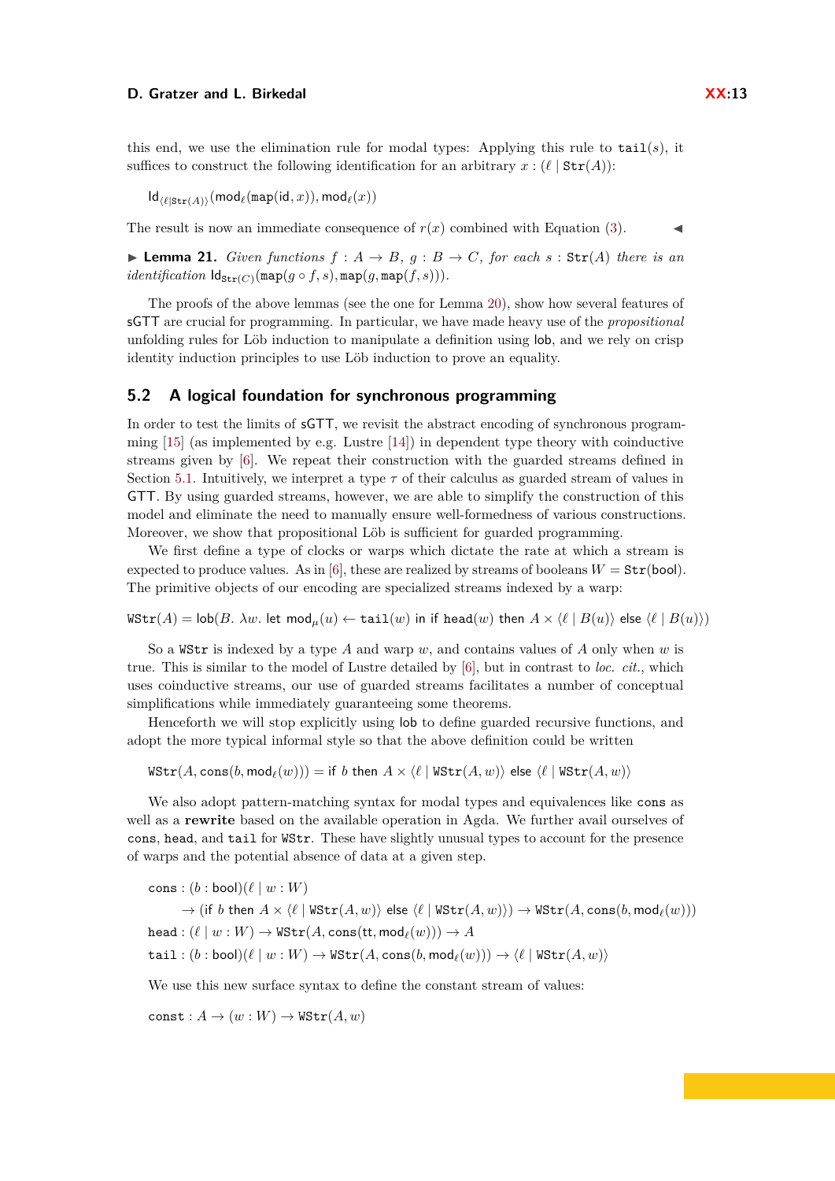this end, we use the elimination rule for modal types: Applying this rule to $\mathtt{tail}(s)$, it suffices to construct the following identification for an arbitrary $x : (\ell \mid \mathtt{Str}(A))$:

$$\mathsf{Id}_{\langle \ell \mid \mathtt{Str}(A) \rangle}(\mathsf{mod}_\ell(\mathsf{map}(\mathsf{id}, x)), \mathsf{mod}_\ell(x))$$

The result is now an immediate consequence of $r(x)$ combined with Equation (3). ◀

▶ **Lemma 21.** *Given functions $f : A \to B$, $g : B \to C$, for each $s : \mathtt{Str}(A)$ there is an identification $\mathsf{Id}_{\mathtt{Str}(C)}(\mathsf{map}(g \circ f, s), \mathsf{map}(g, \mathsf{map}(f, s)))$.*

The proofs of the above lemmas (see the one for Lemma 20), show how several features of sGTT are crucial for programming. In particular, we have made heavy use of the *propositional* unfolding rules for Löb induction to manipulate a definition using lob, and we rely on crisp identity induction principles to use Löb induction to prove an equality.

## 5.2 A logical foundation for synchronous programming

In order to test the limits of sGTT, we revisit the abstract encoding of synchronous programming [15] (as implemented by e.g. Lustre [14]) in dependent type theory with coinductive streams given by [6]. We repeat their construction with the guarded streams defined in Section 5.1. Intuitively, we interpret a type $\tau$ of their calculus as guarded stream of values in GTT. By using guarded streams, however, we are able to simplify the construction of this model and eliminate the need to manually ensure well-formedness of various constructions. Moreover, we show that propositional Löb is sufficient for guarded programming.

We first define a type of clocks or warps which dictate the rate at which a stream is expected to produce values. As in [6], these are realized by streams of booleans $W = \mathtt{Str}(\mathsf{bool})$. The primitive objects of our encoding are specialized streams indexed by a warp:

$$\mathtt{WStr}(A) = \mathsf{lob}(B.\ \lambda w.\ \mathsf{let}\ \mathsf{mod}_\mu(u) \leftarrow \mathtt{tail}(w)\ \mathsf{in}\ \mathsf{if}\ \mathsf{head}(w)\ \mathsf{then}\ A \times \langle \ell \mid B(u) \rangle\ \mathsf{else}\ \langle \ell \mid B(u) \rangle)$$

So a WStr is indexed by a type $A$ and warp $w$, and contains values of $A$ only when $w$ is true. This is similar to the model of Lustre detailed by [6], but in contrast to *loc. cit.*, which uses coinductive streams, our use of guarded streams facilitates a number of conceptual simplifications while immediately guaranteeing some theorems.

Henceforth we will stop explicitly using lob to define guarded recursive functions, and adopt the more typical informal style so that the above definition could be written

$$\mathtt{WStr}(A, \mathsf{cons}(b, \mathsf{mod}_\ell(w))) = \mathsf{if}\ b\ \mathsf{then}\ A \times \langle \ell \mid \mathtt{WStr}(A, w) \rangle\ \mathsf{else}\ \langle \ell \mid \mathtt{WStr}(A, w) \rangle$$

We also adopt pattern-matching syntax for modal types and equivalences like cons as well as a **rewrite** based on the available operation in Agda. We further avail ourselves of cons, head, and tail for WStr. These have slightly unusual types to account for the presence of warps and the potential absence of data at a given step.

$$\begin{aligned}
&\mathtt{cons} : (b : \mathsf{bool})(\ell \mid w : W) \\
&\quad \to (\mathsf{if}\ b\ \mathsf{then}\ A \times \langle \ell \mid \mathtt{WStr}(A, w) \rangle\ \mathsf{else}\ \langle \ell \mid \mathtt{WStr}(A, w) \rangle) \to \mathtt{WStr}(A, \mathsf{cons}(b, \mathsf{mod}_\ell(w))) \\
&\mathtt{head} : (\ell \mid w : W) \to \mathtt{WStr}(A, \mathsf{cons}(\mathsf{tt}, \mathsf{mod}_\ell(w))) \to A \\
&\mathtt{tail} : (b : \mathsf{bool})(\ell \mid w : W) \to \mathtt{WStr}(A, \mathsf{cons}(b, \mathsf{mod}_\ell(w))) \to \langle \ell \mid \mathtt{WStr}(A, w) \rangle
\end{aligned}$$

We use this new surface syntax to define the constant stream of values:

$$\mathtt{const} : A \to (w : W) \to \mathtt{WStr}(A, w)$$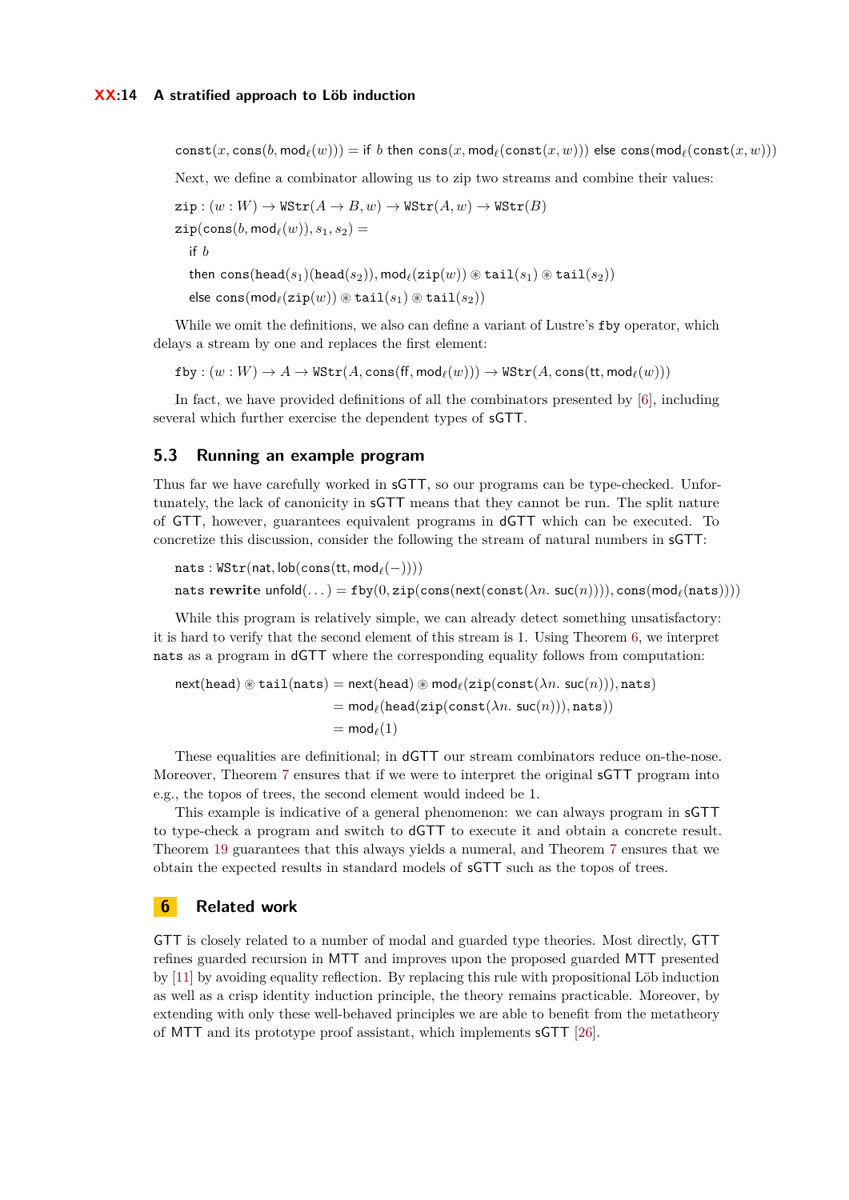$$\texttt{const}(x, \texttt{cons}(b, \mathsf{mod}_\ell(w))) = \text{if } b \text{ then } \texttt{cons}(x, \mathsf{mod}_\ell(\texttt{const}(x, w))) \text{ else } \texttt{cons}(\mathsf{mod}_\ell(\texttt{const}(x, w)))$$

Next, we define a combinator allowing us to zip two streams and combine their values:

$$\begin{aligned}
&\texttt{zip} : (w : W) \to \texttt{WStr}(A \to B, w) \to \texttt{WStr}(A, w) \to \texttt{WStr}(B) \\
&\texttt{zip}(\texttt{cons}(b, \mathsf{mod}_\ell(w)), s_1, s_2) = \\
&\quad \text{if } b \\
&\quad \text{then } \texttt{cons}(\texttt{head}(s_1)(\texttt{head}(s_2)), \mathsf{mod}_\ell(\texttt{zip}(w)) \circledast \texttt{tail}(s_1) \circledast \texttt{tail}(s_2)) \\
&\quad \text{else } \texttt{cons}(\mathsf{mod}_\ell(\texttt{zip}(w)) \circledast \texttt{tail}(s_1) \circledast \texttt{tail}(s_2))
\end{aligned}$$

While we omit the definitions, we also can define a variant of Lustre's `fby` operator, which delays a stream by one and replaces the first element:

$$\texttt{fby} : (w : W) \to A \to \texttt{WStr}(A, \texttt{cons}(\mathsf{ff}, \mathsf{mod}_\ell(w))) \to \texttt{WStr}(A, \texttt{cons}(\mathsf{tt}, \mathsf{mod}_\ell(w)))$$

In fact, we have provided definitions of all the combinators presented by [6], including several which further exercise the dependent types of sGTT.

## 5.3 Running an example program

Thus far we have carefully worked in sGTT, so our programs can be type-checked. Unfortunately, the lack of canonicity in sGTT means that they cannot be run. The split nature of GTT, however, guarantees equivalent programs in dGTT which can be executed. To concretize this discussion, consider the following the stream of natural numbers in sGTT:

$$\begin{aligned}
&\texttt{nats} : \texttt{WStr}(\mathsf{nat}, \mathsf{lob}(\texttt{cons}(\mathsf{tt}, \mathsf{mod}_\ell(-)))) \\
&\texttt{nats}\ \textbf{rewrite}\ \mathsf{unfold}(\dots) = \texttt{fby}(0, \texttt{zip}(\texttt{cons}(\mathsf{next}(\texttt{const}(\lambda n.\ \mathsf{suc}(n)))), \texttt{cons}(\mathsf{mod}_\ell(\texttt{nats}))))
\end{aligned}$$

While this program is relatively simple, we can already detect something unsatisfactory: it is hard to verify that the second element of this stream is 1. Using Theorem 6, we interpret `nats` as a program in dGTT where the corresponding equality follows from computation:

$$\begin{aligned}
\mathsf{next}(\texttt{head}) \circledast \texttt{tail}(\texttt{nats}) &= \mathsf{next}(\texttt{head}) \circledast \mathsf{mod}_\ell(\texttt{zip}(\texttt{const}(\lambda n.\ \mathsf{suc}(n))), \texttt{nats}) \\
&= \mathsf{mod}_\ell(\texttt{head}(\texttt{zip}(\texttt{const}(\lambda n.\ \mathsf{suc}(n))), \texttt{nats})) \\
&= \mathsf{mod}_\ell(1)
\end{aligned}$$

These equalities are definitional; in dGTT our stream combinators reduce on-the-nose. Moreover, Theorem 7 ensures that if we were to interpret the original sGTT program into e.g., the topos of trees, the second element would indeed be 1.

This example is indicative of a general phenomenon: we can always program in sGTT to type-check a program and switch to dGTT to execute it and obtain a concrete result. Theorem 19 guarantees that this always yields a numeral, and Theorem 7 ensures that we obtain the expected results in standard models of sGTT such as the topos of trees.

# 6 Related work

GTT is closely related to a number of modal and guarded type theories. Most directly, GTT refines guarded recursion in MTT and improves upon the proposed guarded MTT presented by [11] by avoiding equality reflection. By replacing this rule with propositional Löb induction as well as a crisp identity induction principle, the theory remains practicable. Moreover, by extending with only these well-behaved principles we are able to benefit from the metatheory of MTT and its prototype proof assistant, which implements sGTT [26].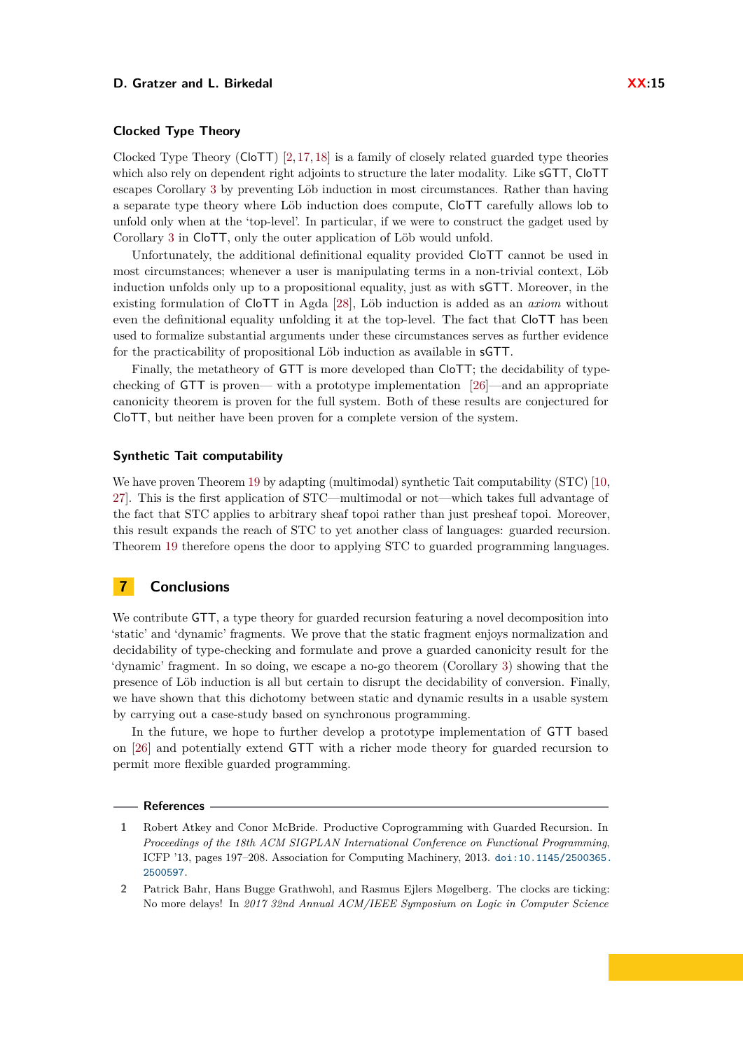### Clocked Type Theory

Clocked Type Theory (CloTT) [2, 17, 18] is a family of closely related guarded type theories which also rely on dependent right adjoints to structure the later modality. Like sGTT, CloTT escapes Corollary 3 by preventing Löb induction in most circumstances. Rather than having a separate type theory where Löb induction does compute, CloTT carefully allows lob to unfold only when at the 'top-level'. In particular, if we were to construct the gadget used by Corollary 3 in CloTT, only the outer application of Löb would unfold.

Unfortunately, the additional definitional equality provided CloTT cannot be used in most circumstances; whenever a user is manipulating terms in a non-trivial context, Löb induction unfolds only up to a propositional equality, just as with sGTT. Moreover, in the existing formulation of CloTT in Agda [28], Löb induction is added as an *axiom* without even the definitional equality unfolding it at the top-level. The fact that CloTT has been used to formalize substantial arguments under these circumstances serves as further evidence for the practicability of propositional Löb induction as available in sGTT.

Finally, the metatheory of GTT is more developed than CloTT; the decidability of type-checking of GTT is proven— with a prototype implementation [26]—and an appropriate canonicity theorem is proven for the full system. Both of these results are conjectured for CloTT, but neither have been proven for a complete version of the system.

### Synthetic Tait computability

We have proven Theorem 19 by adapting (multimodal) synthetic Tait computability (STC) [10, 27]. This is the first application of STC—multimodal or not—which takes full advantage of the fact that STC applies to arbitrary sheaf topoi rather than just presheaf topoi. Moreover, this result expands the reach of STC to yet another class of languages: guarded recursion. Theorem 19 therefore opens the door to applying STC to guarded programming languages.

## 7 Conclusions

We contribute GTT, a type theory for guarded recursion featuring a novel decomposition into 'static' and 'dynamic' fragments. We prove that the static fragment enjoys normalization and decidability of type-checking and formulate and prove a guarded canonicity result for the 'dynamic' fragment. In so doing, we escape a no-go theorem (Corollary 3) showing that the presence of Löb induction is all but certain to disrupt the decidability of conversion. Finally, we have shown that this dichotomy between static and dynamic results in a usable system by carrying out a case-study based on synchronous programming.

In the future, we hope to further develop a prototype implementation of GTT based on [26] and potentially extend GTT with a richer mode theory for guarded recursion to permit more flexible guarded programming.

## References

1 Robert Atkey and Conor McBride. Productive Coprogramming with Guarded Recursion. In *Proceedings of the 18th ACM SIGPLAN International Conference on Functional Programming*, ICFP '13, pages 197–208. Association for Computing Machinery, 2013. doi:10.1145/2500365.2500597.

2 Patrick Bahr, Hans Bugge Grathwohl, and Rasmus Ejlers Møgelberg. The clocks are ticking: No more delays! In *2017 32nd Annual ACM/IEEE Symposium on Logic in Computer Science*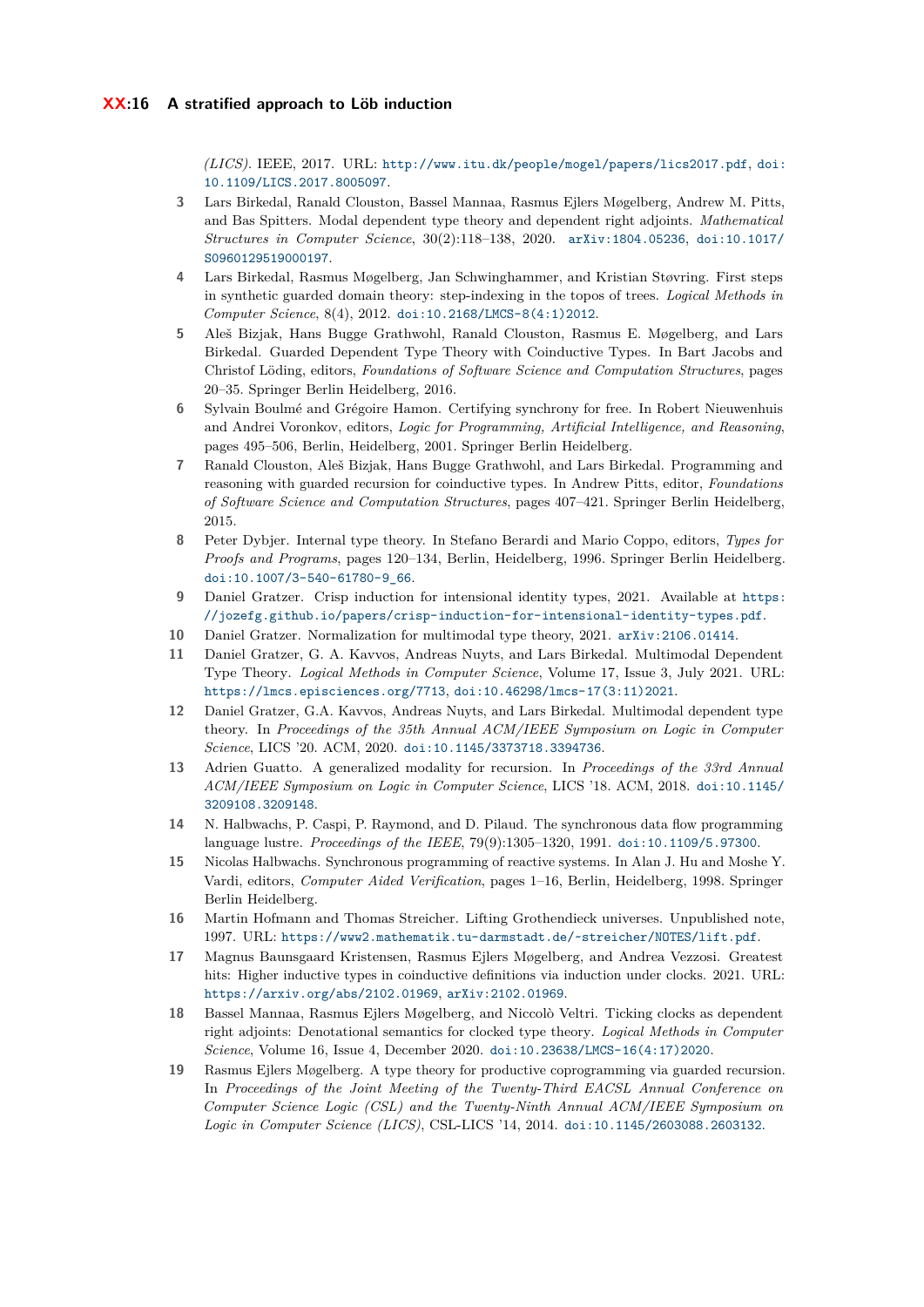*(LICS)*. IEEE, 2017. URL: http://www.itu.dk/people/mogel/papers/lics2017.pdf, doi:10.1109/LICS.2017.8005097.

3. Lars Birkedal, Ranald Clouston, Bassel Mannaa, Rasmus Ejlers Møgelberg, Andrew M. Pitts, and Bas Spitters. Modal dependent type theory and dependent right adjoints. *Mathematical Structures in Computer Science*, 30(2):118–138, 2020. arXiv:1804.05236, doi:10.1017/S0960129519000197.
4. Lars Birkedal, Rasmus Møgelberg, Jan Schwinghammer, and Kristian Støvring. First steps in synthetic guarded domain theory: step-indexing in the topos of trees. *Logical Methods in Computer Science*, 8(4), 2012. doi:10.2168/LMCS-8(4:1)2012.
5. Aleš Bizjak, Hans Bugge Grathwohl, Ranald Clouston, Rasmus E. Møgelberg, and Lars Birkedal. Guarded Dependent Type Theory with Coinductive Types. In Bart Jacobs and Christof Löding, editors, *Foundations of Software Science and Computation Structures*, pages 20–35. Springer Berlin Heidelberg, 2016.
6. Sylvain Boulmé and Grégoire Hamon. Certifying synchrony for free. In Robert Nieuwenhuis and Andrei Voronkov, editors, *Logic for Programming, Artificial Intelligence, and Reasoning*, pages 495–506, Berlin, Heidelberg, 2001. Springer Berlin Heidelberg.
7. Ranald Clouston, Aleš Bizjak, Hans Bugge Grathwohl, and Lars Birkedal. Programming and reasoning with guarded recursion for coinductive types. In Andrew Pitts, editor, *Foundations of Software Science and Computation Structures*, pages 407–421. Springer Berlin Heidelberg, 2015.
8. Peter Dybjer. Internal type theory. In Stefano Berardi and Mario Coppo, editors, *Types for Proofs and Programs*, pages 120–134, Berlin, Heidelberg, 1996. Springer Berlin Heidelberg. doi:10.1007/3-540-61780-9_66.
9. Daniel Gratzer. Crisp induction for intensional identity types, 2021. Available at https://jozefg.github.io/papers/crisp-induction-for-intensional-identity-types.pdf.
10. Daniel Gratzer. Normalization for multimodal type theory, 2021. arXiv:2106.01414.
11. Daniel Gratzer, G. A. Kavvos, Andreas Nuyts, and Lars Birkedal. Multimodal Dependent Type Theory. *Logical Methods in Computer Science*, Volume 17, Issue 3, July 2021. URL: https://lmcs.episciences.org/7713, doi:10.46298/lmcs-17(3:11)2021.
12. Daniel Gratzer, G.A. Kavvos, Andreas Nuyts, and Lars Birkedal. Multimodal dependent type theory. In *Proceedings of the 35th Annual ACM/IEEE Symposium on Logic in Computer Science*, LICS '20. ACM, 2020. doi:10.1145/3373718.3394736.
13. Adrien Guatto. A generalized modality for recursion. In *Proceedings of the 33rd Annual ACM/IEEE Symposium on Logic in Computer Science*, LICS '18. ACM, 2018. doi:10.1145/3209108.3209148.
14. N. Halbwachs, P. Caspi, P. Raymond, and D. Pilaud. The synchronous data flow programming language lustre. *Proceedings of the IEEE*, 79(9):1305–1320, 1991. doi:10.1109/5.97300.
15. Nicolas Halbwachs. Synchronous programming of reactive systems. In Alan J. Hu and Moshe Y. Vardi, editors, *Computer Aided Verification*, pages 1–16, Berlin, Heidelberg, 1998. Springer Berlin Heidelberg.
16. Martin Hofmann and Thomas Streicher. Lifting Grothendieck universes. Unpublished note, 1997. URL: https://www2.mathematik.tu-darmstadt.de/~streicher/NOTES/lift.pdf.
17. Magnus Baunsgaard Kristensen, Rasmus Ejlers Møgelberg, and Andrea Vezzosi. Greatest hits: Higher inductive types in coinductive definitions via induction under clocks. 2021. URL: https://arxiv.org/abs/2102.01969, arXiv:2102.01969.
18. Bassel Mannaa, Rasmus Ejlers Møgelberg, and Niccolò Veltri. Ticking clocks as dependent right adjoints: Denotational semantics for clocked type theory. *Logical Methods in Computer Science*, Volume 16, Issue 4, December 2020. doi:10.23638/LMCS-16(4:17)2020.
19. Rasmus Ejlers Møgelberg. A type theory for productive coprogramming via guarded recursion. In *Proceedings of the Joint Meeting of the Twenty-Third EACSL Annual Conference on Computer Science Logic (CSL) and the Twenty-Ninth Annual ACM/IEEE Symposium on Logic in Computer Science (LICS)*, CSL-LICS '14, 2014. doi:10.1145/2603088.2603132.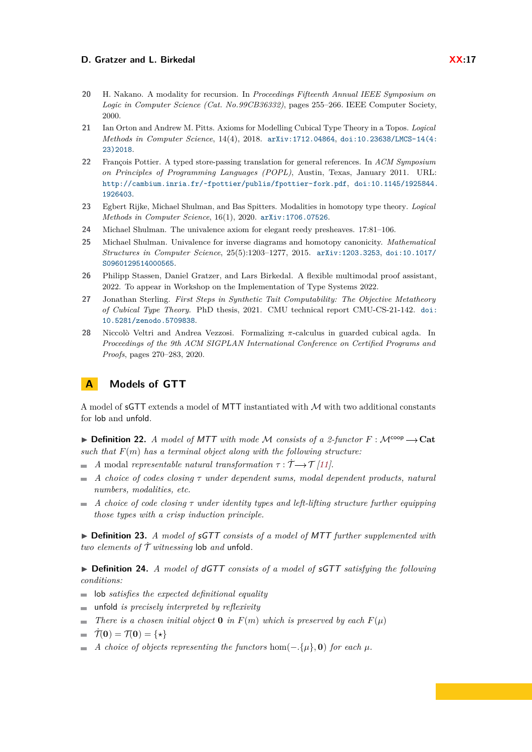20 H. Nakano. A modality for recursion. In *Proceedings Fifteenth Annual IEEE Symposium on Logic in Computer Science (Cat. No.99CB36332)*, pages 255–266. IEEE Computer Society, 2000.

21 Ian Orton and Andrew M. Pitts. Axioms for Modelling Cubical Type Theory in a Topos. *Logical Methods in Computer Science*, 14(4), 2018. arXiv:1712.04864, doi:10.23638/LMCS-14(4:23)2018.

22 François Pottier. A typed store-passing translation for general references. In *ACM Symposium on Principles of Programming Languages (POPL)*, Austin, Texas, January 2011. URL: http://cambium.inria.fr/~fpottier/publis/fpottier-fork.pdf, doi:10.1145/1925844.1926403.

23 Egbert Rijke, Michael Shulman, and Bas Spitters. Modalities in homotopy type theory. *Logical Methods in Computer Science*, 16(1), 2020. arXiv:1706.07526.

24 Michael Shulman. The univalence axiom for elegant reedy presheaves. 17:81–106.

25 Michael Shulman. Univalence for inverse diagrams and homotopy canonicity. *Mathematical Structures in Computer Science*, 25(5):1203–1277, 2015. arXiv:1203.3253, doi:10.1017/S0960129514000565.

26 Philipp Stassen, Daniel Gratzer, and Lars Birkedal. A flexible multimodal proof assistant, 2022. To appear in Workshop on the Implementation of Type Systems 2022.

27 Jonathan Sterling. *First Steps in Synthetic Tait Computability: The Objective Metatheory of Cubical Type Theory*. PhD thesis, 2021. CMU technical report CMU-CS-21-142. doi:10.5281/zenodo.5709838.

28 Niccolò Veltri and Andrea Vezzosi. Formalizing $\pi$-calculus in guarded cubical agda. In *Proceedings of the 9th ACM SIGPLAN International Conference on Certified Programs and Proofs*, pages 270–283, 2020.

# A Models of GTT

A model of sGTT extends a model of MTT instantiated with $\mathcal{M}$ with two additional constants for lob and unfold.

▶ **Definition 22.** *A model of MTT with mode $\mathcal{M}$ consists of a 2-functor $F : \mathcal{M}^{\mathsf{coop}} \longrightarrow \mathbf{Cat}$ such that $F(m)$ has a terminal object along with the following structure:*

- *A modal representable natural transformation $\tau : \dot{\mathcal{T}} \longrightarrow \mathcal{T}$ [11].*
- *A choice of codes closing $\tau$ under dependent sums, modal dependent products, natural numbers, modalities, etc.*
- *A choice of code closing $\tau$ under identity types and left-lifting structure further equipping those types with a crisp induction principle.*

▶ **Definition 23.** *A model of sGTT consists of a model of MTT further supplemented with two elements of $\dot{\mathcal{T}}$ witnessing* lob *and* unfold*.*

▶ **Definition 24.** *A model of dGTT consists of a model of sGTT satisfying the following conditions:*

- lob *satisfies the expected definitional equality*
- unfold *is precisely interpreted by reflexivity*
- *There is a chosen initial object $\mathbf{0}$ in $F(m)$ which is preserved by each $F(\mu)$*
- $\dot{\mathcal{T}}(\mathbf{0}) = \mathcal{T}(\mathbf{0}) = \{\star\}$
- *A choice of objects representing the functors $\hom(-.\{\mu\}, \mathbf{0})$ for each $\mu$.*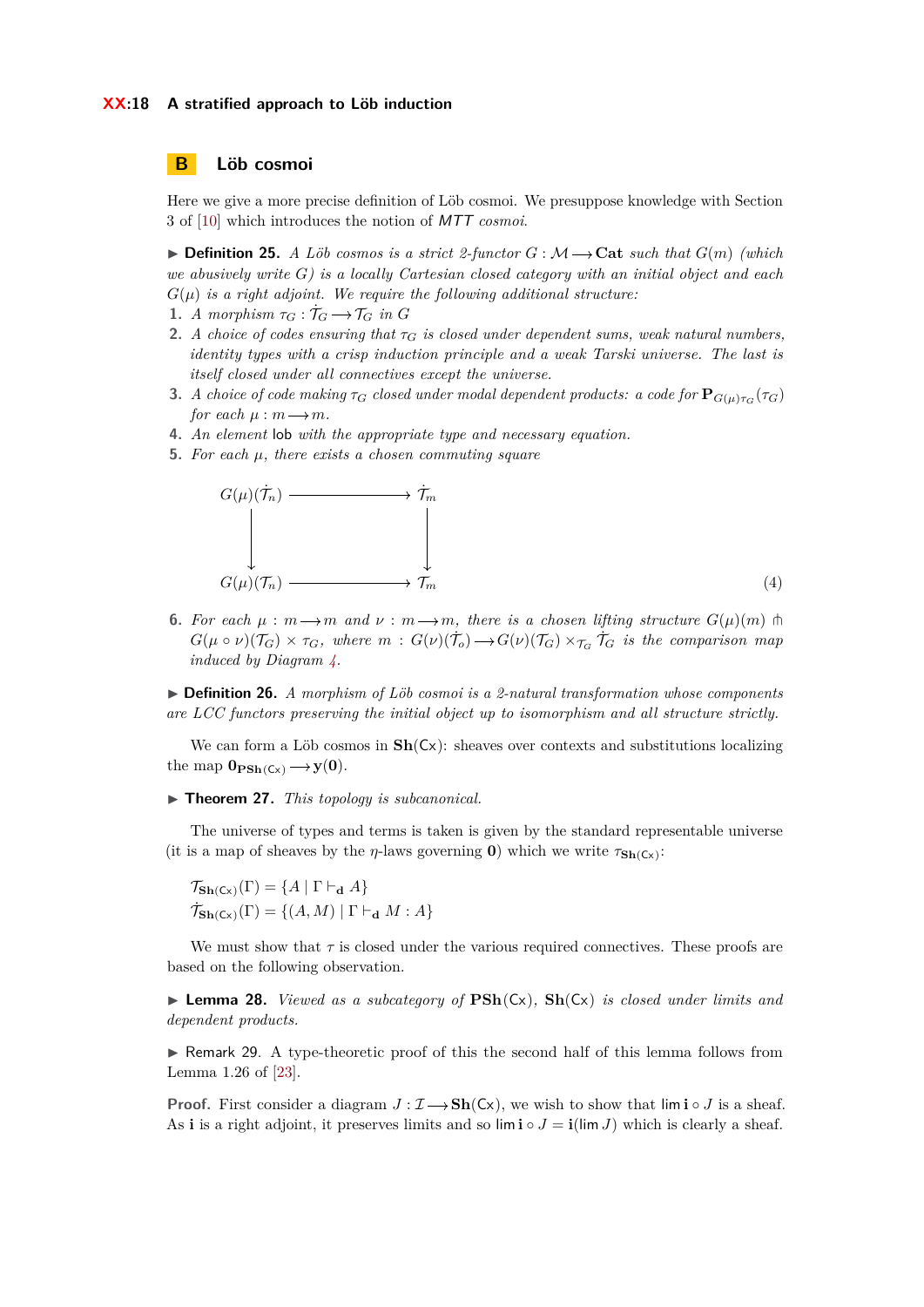# B Löb cosmoi

Here we give a more precise definition of Löb cosmoi. We presuppose knowledge with Section 3 of [10] which introduces the notion of *MTT cosmoi*.

▶ **Definition 25.** *A Löb cosmos is a strict 2-functor $G : \mathcal{M} \longrightarrow \mathbf{Cat}$ such that $G(m)$ (which we abusively write $G$) is a locally Cartesian closed category with an initial object and each $G(\mu)$ is a right adjoint. We require the following additional structure:*

1. *A morphism $\tau_G : \dot{\mathcal{T}}_G \longrightarrow \mathcal{T}_G$ in $G$*
2. *A choice of codes ensuring that $\tau_G$ is closed under dependent sums, weak natural numbers, identity types with a crisp induction principle and a weak Tarski universe. The last is itself closed under all connectives except the universe.*
3. *A choice of code making $\tau_G$ closed under modal dependent products: a code for $\mathbf{P}_{G(\mu)\tau_G}(\tau_G)$ for each $\mu : m \longrightarrow m$.*
4. *An element* lob *with the appropriate type and necessary equation.*
5. *For each $\mu$, there exists a chosen commuting square*

$$\begin{array}{ccc} G(\mu)(\dot{\mathcal{T}}_n) & \longrightarrow & \dot{\mathcal{T}}_m \\ \downarrow & & \downarrow \\ G(\mu)(\mathcal{T}_n) & \longrightarrow & \mathcal{T}_m \end{array} \tag{4}$$

6. *For each $\mu : m \longrightarrow m$ and $\nu : m \longrightarrow m$, there is a chosen lifting structure $G(\mu)(m) \pitchfork G(\mu \circ \nu)(\mathcal{T}_G) \times \tau_G$, where $m : G(\nu)(\dot{\mathcal{T}}_o) \longrightarrow G(\nu)(\mathcal{T}_G) \times_{\mathcal{T}_G} \dot{\mathcal{T}}_G$ is the comparison map induced by Diagram 4.*

▶ **Definition 26.** *A morphism of Löb cosmoi is a 2-natural transformation whose components are LCC functors preserving the initial object up to isomorphism and all structure strictly.*

We can form a Löb cosmos in $\mathbf{Sh}(\mathsf{Cx})$: sheaves over contexts and substitutions localizing the map $\mathbf{0}_{\mathbf{PSh}(\mathsf{Cx})} \longrightarrow \mathbf{y}(\mathbf{0})$.

▶ **Theorem 27.** *This topology is subcanonical.*

The universe of types and terms is taken is given by the standard representable universe (it is a map of sheaves by the $\eta$-laws governing $\mathbf{0}$) which we write $\tau_{\mathbf{Sh}(\mathsf{Cx})}$:

$$\mathcal{T}_{\mathbf{Sh}(\mathsf{Cx})}(\Gamma) = \{A \mid \Gamma \vdash_{\mathbf{d}} A\}$$
$$\dot{\mathcal{T}}_{\mathbf{Sh}(\mathsf{Cx})}(\Gamma) = \{(A, M) \mid \Gamma \vdash_{\mathbf{d}} M : A\}$$

We must show that $\tau$ is closed under the various required connectives. These proofs are based on the following observation.

▶ **Lemma 28.** *Viewed as a subcategory of $\mathbf{PSh}(\mathsf{Cx})$, $\mathbf{Sh}(\mathsf{Cx})$ is closed under limits and dependent products.*

▶ Remark 29. A type-theoretic proof of this the second half of this lemma follows from Lemma 1.26 of [23].

**Proof.** First consider a diagram $J : \mathcal{I} \longrightarrow \mathbf{Sh}(\mathsf{Cx})$, we wish to show that $\lim \mathbf{i} \circ J$ is a sheaf. As $\mathbf{i}$ is a right adjoint, it preserves limits and so $\lim \mathbf{i} \circ J = \mathbf{i}(\lim J)$ which is clearly a sheaf.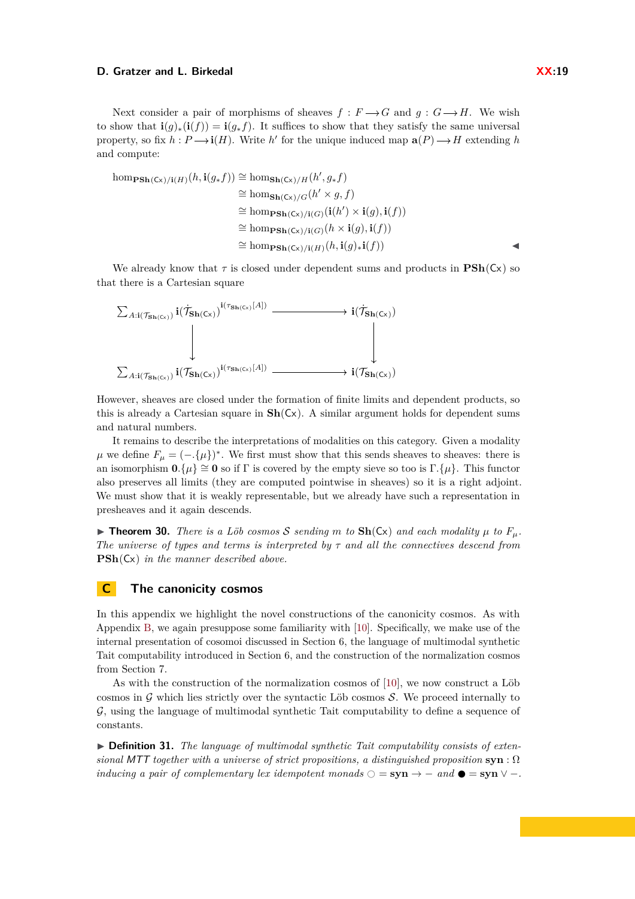Next consider a pair of morphisms of sheaves $f : F \longrightarrow G$ and $g : G \longrightarrow H$. We wish to show that $\mathbf{i}(g)_*(\mathbf{i}(f)) = \mathbf{i}(g_* f)$. It suffices to show that they satisfy the same universal property, so fix $h : P \longrightarrow \mathbf{i}(H)$. Write $h'$ for the unique induced map $\mathbf{a}(P) \longrightarrow H$ extending $h$ and compute:

$$
\begin{aligned}
\hom_{\mathbf{PSh}(\mathsf{Cx})/\mathbf{i}(H)}(h, \mathbf{i}(g_* f)) &\cong \hom_{\mathbf{Sh}(\mathsf{Cx})/H}(h', g_* f) \\
&\cong \hom_{\mathbf{Sh}(\mathsf{Cx})/G}(h' \times g, f) \\
&\cong \hom_{\mathbf{PSh}(\mathsf{Cx})/\mathbf{i}(G)}(\mathbf{i}(h') \times \mathbf{i}(g), \mathbf{i}(f)) \\
&\cong \hom_{\mathbf{PSh}(\mathsf{Cx})/\mathbf{i}(G)}(h \times \mathbf{i}(g), \mathbf{i}(f)) \\
&\cong \hom_{\mathbf{PSh}(\mathsf{Cx})/\mathbf{i}(H)}(h, \mathbf{i}(g)_* \mathbf{i}(f))
\end{aligned}
$$ ◀

We already know that $\tau$ is closed under dependent sums and products in $\mathbf{PSh}(\mathsf{Cx})$ so that there is a Cartesian square

$$
\begin{array}{ccc}
\sum_{A:\mathbf{i}(\mathcal{T}_{\mathbf{Sh}(\mathsf{Cx})})} \mathbf{i}(\dot{\mathcal{T}}_{\mathbf{Sh}(\mathsf{Cx})})^{\mathbf{i}(\tau_{\mathbf{Sh}(\mathsf{Cx})}[A])} & \longrightarrow & \mathbf{i}(\dot{\mathcal{T}}_{\mathbf{Sh}(\mathsf{Cx})}) \\
\downarrow & & \downarrow \\
\sum_{A:\mathbf{i}(\mathcal{T}_{\mathbf{Sh}(\mathsf{Cx})})} \mathbf{i}(\mathcal{T}_{\mathbf{Sh}(\mathsf{Cx})})^{\mathbf{i}(\tau_{\mathbf{Sh}(\mathsf{Cx})}[A])} & \longrightarrow & \mathbf{i}(\mathcal{T}_{\mathbf{Sh}(\mathsf{Cx})})
\end{array}
$$

However, sheaves are closed under the formation of finite limits and dependent products, so this is already a Cartesian square in $\mathbf{Sh}(\mathsf{Cx})$. A similar argument holds for dependent sums and natural numbers.

It remains to describe the interpretations of modalities on this category. Given a modality $\mu$ we define $F_\mu = (-.\{\mu\})^*$. We first must show that this sends sheaves to sheaves: there is an isomorphism $\mathbf{0}.\{\mu\} \cong \mathbf{0}$ so if $\Gamma$ is covered by the empty sieve so too is $\Gamma.\{\mu\}$. This functor also preserves all limits (they are computed pointwise in sheaves) so it is a right adjoint. We must show that it is weakly representable, but we already have such a representation in presheaves and it again descends.

▶ **Theorem 30.** *There is a Löb cosmos $\mathcal{S}$ sending $m$ to $\mathbf{Sh}(\mathsf{Cx})$ and each modality $\mu$ to $F_\mu$. The universe of types and terms is interpreted by $\tau$ and all the connectives descend from $\mathbf{PSh}(\mathsf{Cx})$ in the manner described above.*

## C The canonicity cosmos

In this appendix we highlight the novel constructions of the canonicity cosmos. As with Appendix B, we again presuppose some familiarity with [10]. Specifically, we make use of the internal presentation of cosomoi discussed in Section 6, the language of multimodal synthetic Tait computability introduced in Section 6, and the construction of the normalization cosmos from Section 7.

As with the construction of the normalization cosmos of [10], we now construct a Löb cosmos in $\mathcal{G}$ which lies strictly over the syntactic Löb cosmos $\mathcal{S}$. We proceed internally to $\mathcal{G}$, using the language of multimodal synthetic Tait computability to define a sequence of constants.

▶ **Definition 31.** *The language of multimodal synthetic Tait computability consists of extensional MTT together with a universe of strict propositions, a distinguished proposition $\mathbf{syn} : \Omega$ inducing a pair of complementary lex idempotent monads $\bigcirc = \mathbf{syn} \to -$ and $\bullet = \mathbf{syn} \vee -$.*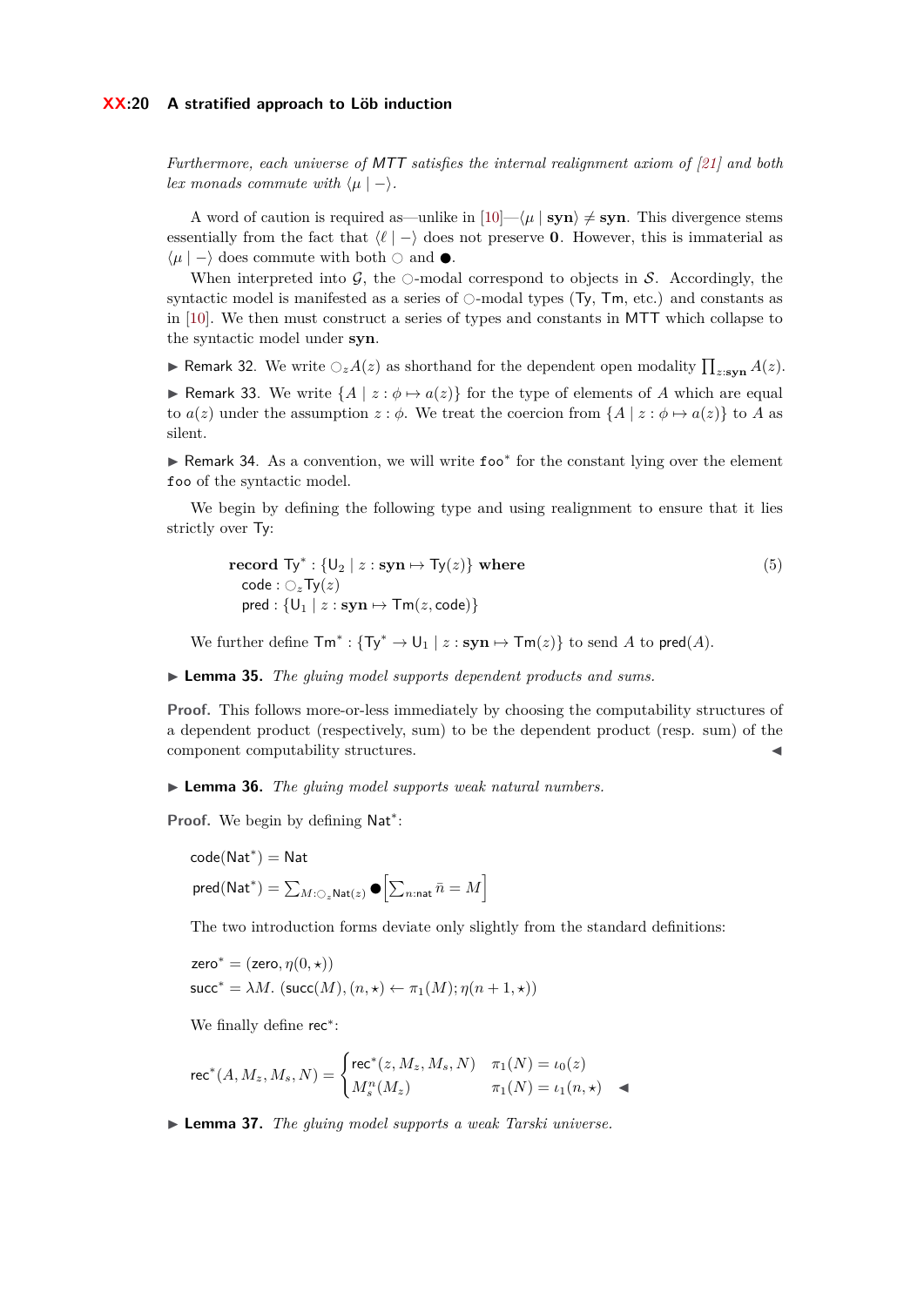*Furthermore, each universe of* MTT *satisfies the internal realignment axiom of [21] and both lex monads commute with* $\langle \mu \mid - \rangle$.

A word of caution is required as—unlike in [10]—$\langle \mu \mid \mathbf{syn} \rangle \neq \mathbf{syn}$. This divergence stems essentially from the fact that $\langle \ell \mid - \rangle$ does not preserve $\mathbf{0}$. However, this is immaterial as $\langle \mu \mid - \rangle$ does commute with both $\bigcirc$ and $\bullet$.

When interpreted into $\mathcal{G}$, the $\bigcirc$-modal correspond to objects in $\mathcal{S}$. Accordingly, the syntactic model is manifested as a series of $\bigcirc$-modal types ($\mathsf{Ty}$, $\mathsf{Tm}$, etc.) and constants as in [10]. We then must construct a series of types and constants in MTT which collapse to the syntactic model under $\mathbf{syn}$.

▶ Remark 32. We write $\bigcirc_z A(z)$ as shorthand for the dependent open modality $\prod_{z:\mathbf{syn}} A(z)$.

▶ Remark 33. We write $\{A \mid z : \phi \mapsto a(z)\}$ for the type of elements of $A$ which are equal to $a(z)$ under the assumption $z : \phi$. We treat the coercion from $\{A \mid z : \phi \mapsto a(z)\}$ to $A$ as silent.

▶ Remark 34. As a convention, we will write $\mathtt{foo}^*$ for the constant lying over the element $\mathtt{foo}$ of the syntactic model.

We begin by defining the following type and using realignment to ensure that it lies strictly over $\mathsf{Ty}$:

$$
\begin{aligned}
&\textbf{record } \mathsf{Ty}^* : \{\mathsf{U}_2 \mid z : \mathbf{syn} \mapsto \mathsf{Ty}(z)\} \textbf{ where}\\
&\quad \mathsf{code} : \bigcirc_z \mathsf{Ty}(z)\\
&\quad \mathsf{pred} : \{\mathsf{U}_1 \mid z : \mathbf{syn} \mapsto \mathsf{Tm}(z, \mathsf{code})\}
\end{aligned}
\tag{5}
$$

We further define $\mathsf{Tm}^* : \{\mathsf{Ty}^* \to \mathsf{U}_1 \mid z : \mathbf{syn} \mapsto \mathsf{Tm}(z)\}$ to send $A$ to $\mathsf{pred}(A)$.

▶ **Lemma 35.** *The gluing model supports dependent products and sums.*

**Proof.** This follows more-or-less immediately by choosing the computability structures of a dependent product (respectively, sum) to be the dependent product (resp. sum) of the component computability structures. ◀

▶ **Lemma 36.** *The gluing model supports weak natural numbers.*

**Proof.** We begin by defining $\mathsf{Nat}^*$:

$$
\begin{aligned}
\mathsf{code}(\mathsf{Nat}^*) &= \mathsf{Nat}\\
\mathsf{pred}(\mathsf{Nat}^*) &= \textstyle\sum_{M:\bigcirc_z \mathsf{Nat}(z)} \bullet \left[\sum_{n:\mathsf{nat}} \bar{n} = M\right]
\end{aligned}
$$

The two introduction forms deviate only slightly from the standard definitions:

$$
\begin{aligned}
\mathsf{zero}^* &= (\mathsf{zero}, \eta(0, \star))\\
\mathsf{succ}^* &= \lambda M.\ (\mathsf{succ}(M), (n, \star) \leftarrow \pi_1(M); \eta(n+1, \star))
\end{aligned}
$$

We finally define $\mathsf{rec}^*$:

$$
\mathsf{rec}^*(A, M_z, M_s, N) = \begin{cases} \mathsf{rec}^*(z, M_z, M_s, N) & \pi_1(N) = \iota_0(z)\\ M_s^n(M_z) & \pi_1(N) = \iota_1(n, \star) \end{cases}
$$

◀

▶ **Lemma 37.** *The gluing model supports a weak Tarski universe.*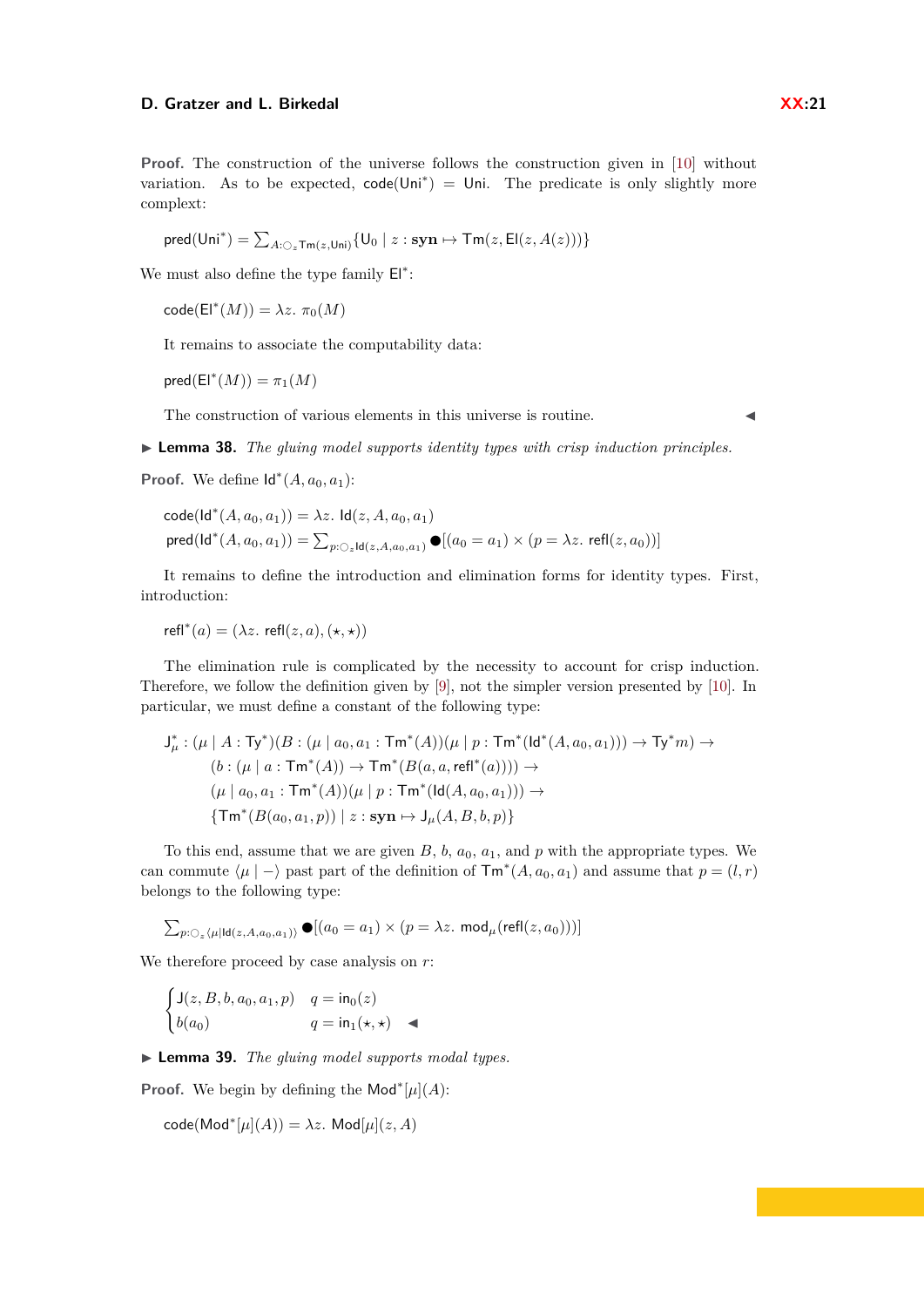**Proof.** The construction of the universe follows the construction given in [10] without variation. As to be expected, $\mathsf{code}(\mathsf{Uni}^*) = \mathsf{Uni}$. The predicate is only slightly more complext:

$$\mathsf{pred}(\mathsf{Uni}^*) = \textstyle\sum_{A:\bigcirc_z \mathsf{Tm}(z,\mathsf{Uni})} \{\mathsf{U}_0 \mid z : \mathbf{syn} \mapsto \mathsf{Tm}(z, \mathsf{El}(z, A(z)))\}$$

We must also define the type family $\mathsf{El}^*$:

$$\mathsf{code}(\mathsf{El}^*(M)) = \lambda z.\ \pi_0(M)$$

It remains to associate the computability data:

$$\mathsf{pred}(\mathsf{El}^*(M)) = \pi_1(M)$$

The construction of various elements in this universe is routine. ◀

▶ **Lemma 38.** *The gluing model supports identity types with crisp induction principles.*

**Proof.** We define $\mathsf{Id}^*(A, a_0, a_1)$:

$$\mathsf{code}(\mathsf{Id}^*(A, a_0, a_1)) = \lambda z.\ \mathsf{Id}(z, A, a_0, a_1)$$
$$\mathsf{pred}(\mathsf{Id}^*(A, a_0, a_1)) = \textstyle\sum_{p:\bigcirc_z \mathsf{Id}(z,A,a_0,a_1)} \bullet[(a_0 = a_1) \times (p = \lambda z.\ \mathsf{refl}(z, a_0))]$$

It remains to define the introduction and elimination forms for identity types. First, introduction:

$$\mathsf{refl}^*(a) = (\lambda z.\ \mathsf{refl}(z, a), (\star, \star))$$

The elimination rule is complicated by the necessity to account for crisp induction. Therefore, we follow the definition given by [9], not the simpler version presented by [10]. In particular, we must define a constant of the following type:

$$\begin{aligned}
\mathsf{J}^*_\mu : {} & (\mu \mid A : \mathsf{Ty}^*)(B : (\mu \mid a_0, a_1 : \mathsf{Tm}^*(A))(\mu \mid p : \mathsf{Tm}^*(\mathsf{Id}^*(A, a_0, a_1))) \to \mathsf{Ty}^* m) \to \\
& (b : (\mu \mid a : \mathsf{Tm}^*(A)) \to \mathsf{Tm}^*(B(a, a, \mathsf{refl}^*(a)))) \to \\
& (\mu \mid a_0, a_1 : \mathsf{Tm}^*(A))(\mu \mid p : \mathsf{Tm}^*(\mathsf{Id}(A, a_0, a_1))) \to \\
& \{\mathsf{Tm}^*(B(a_0, a_1, p)) \mid z : \mathbf{syn} \mapsto \mathsf{J}_\mu(A, B, b, p)\}
\end{aligned}$$

To this end, assume that we are given $B$, $b$, $a_0$, $a_1$, and $p$ with the appropriate types. We can commute $\langle \mu \mid - \rangle$ past part of the definition of $\mathsf{Tm}^*(A, a_0, a_1)$ and assume that $p = (l, r)$ belongs to the following type:

$$\textstyle\sum_{p:\bigcirc_z \langle \mu \mid \mathsf{Id}(z,A,a_0,a_1)\rangle} \bullet[(a_0 = a_1) \times (p = \lambda z.\ \mathsf{mod}_\mu(\mathsf{refl}(z, a_0)))]$$

We therefore proceed by case analysis on $r$:

$$\begin{cases} \mathsf{J}(z, B, b, a_0, a_1, p) & q = \mathsf{in}_0(z) \\ b(a_0) & q = \mathsf{in}_1(\star, \star) \end{cases}$$ ◀

▶ **Lemma 39.** *The gluing model supports modal types.*

**Proof.** We begin by defining the $\mathsf{Mod}^*[\mu](A)$:

$$\mathsf{code}(\mathsf{Mod}^*[\mu](A)) = \lambda z.\ \mathsf{Mod}[\mu](z, A)$$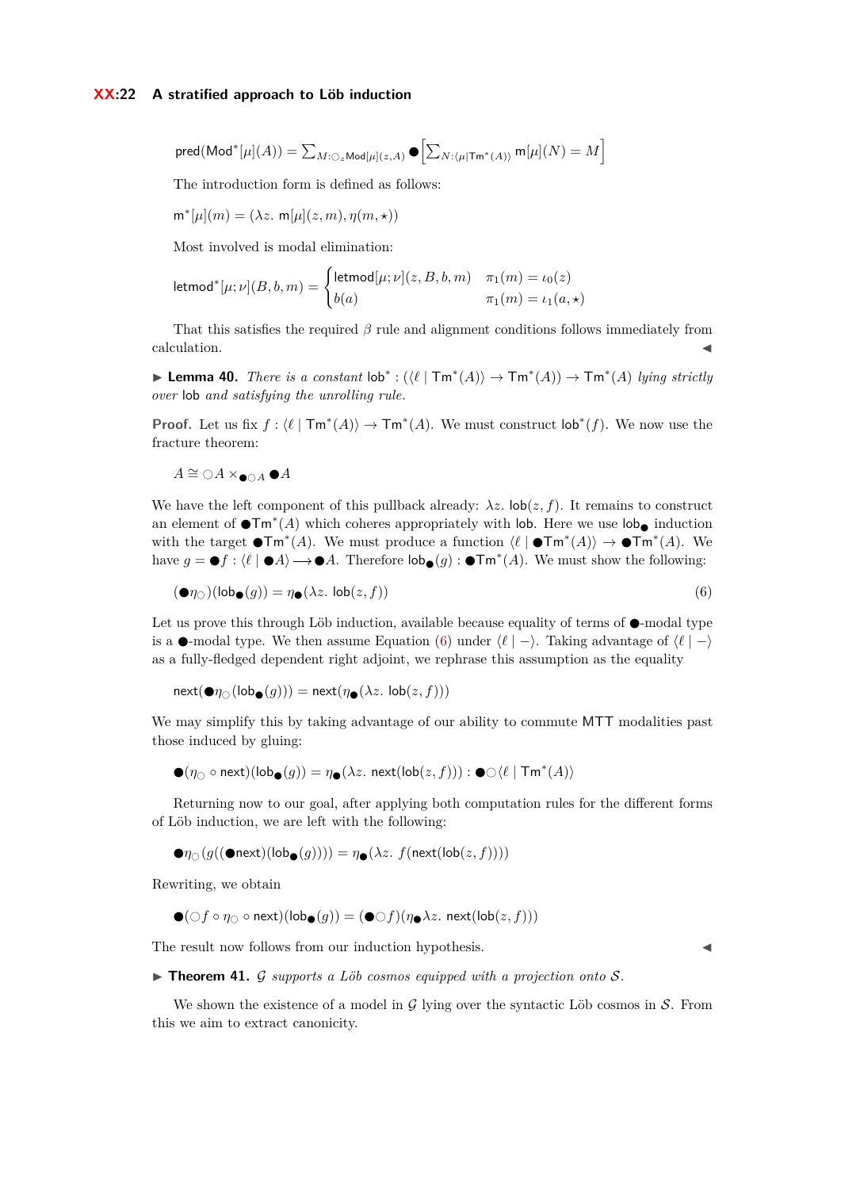$$\mathsf{pred}(\mathsf{Mod}^*[\mu](A)) = \textstyle\sum_{M:\bigcirc_z \mathsf{Mod}[\mu](z,A)} \bullet\left[\sum_{N:\langle \mu \mid \mathsf{Tm}^*(A)\rangle} \mathsf{m}[\mu](N) = M\right]$$

The introduction form is defined as follows:

$$\mathsf{m}^*[\mu](m) = (\lambda z.\ \mathsf{m}[\mu](z, m), \eta(m, \star))$$

Most involved is modal elimination:

$$\mathsf{letmod}^*[\mu;\nu](B, b, m) = \begin{cases} \mathsf{letmod}[\mu;\nu](z, B, b, m) & \pi_1(m) = \iota_0(z) \\ b(a) & \pi_1(m) = \iota_1(a, \star) \end{cases}$$

That this satisfies the required $\beta$ rule and alignment conditions follows immediately from calculation. ◂

▸ **Lemma 40.** *There is a constant* $\mathsf{lob}^* : (\langle \ell \mid \mathsf{Tm}^*(A)\rangle \to \mathsf{Tm}^*(A)) \to \mathsf{Tm}^*(A)$ *lying strictly over* $\mathsf{lob}$ *and satisfying the unrolling rule.*

**Proof.** Let us fix $f : \langle \ell \mid \mathsf{Tm}^*(A)\rangle \to \mathsf{Tm}^*(A)$. We must construct $\mathsf{lob}^*(f)$. We now use the fracture theorem:

$$A \cong \bigcirc A \times_{\bullet\bigcirc A} \bullet A$$

We have the left component of this pullback already: $\lambda z.\ \mathsf{lob}(z, f)$. It remains to construct an element of $\bullet\mathsf{Tm}^*(A)$ which coheres appropriately with $\mathsf{lob}$. Here we use $\mathsf{lob}_\bullet$ induction with the target $\bullet\mathsf{Tm}^*(A)$. We must produce a function $\langle \ell \mid \bullet\mathsf{Tm}^*(A)\rangle \to \bullet\mathsf{Tm}^*(A)$. We have $g = \bullet f : \langle \ell \mid \bullet A\rangle \longrightarrow \bullet A$. Therefore $\mathsf{lob}_\bullet(g) : \bullet\mathsf{Tm}^*(A)$. We must show the following:

$$(\bullet\eta_\bigcirc)(\mathsf{lob}_\bullet(g)) = \eta_\bullet(\lambda z.\ \mathsf{lob}(z, f)) \tag{6}$$

Let us prove this through Löb induction, available because equality of terms of $\bullet$-modal type is a $\bullet$-modal type. We then assume Equation (6) under $\langle \ell \mid -\rangle$. Taking advantage of $\langle \ell \mid -\rangle$ as a fully-fledged dependent right adjoint, we rephrase this assumption as the equality

$$\mathsf{next}(\bullet\eta_\bigcirc(\mathsf{lob}_\bullet(g))) = \mathsf{next}(\eta_\bullet(\lambda z.\ \mathsf{lob}(z, f)))$$

We may simplify this by taking advantage of our ability to commute MTT modalities past those induced by gluing:

$$\bullet(\eta_\bigcirc \circ \mathsf{next})(\mathsf{lob}_\bullet(g)) = \eta_\bullet(\lambda z.\ \mathsf{next}(\mathsf{lob}(z, f))) : \bullet\bigcirc\langle \ell \mid \mathsf{Tm}^*(A)\rangle$$

Returning now to our goal, after applying both computation rules for the different forms of Löb induction, we are left with the following:

$$\bullet\eta_\bigcirc(g((\bullet\mathsf{next})(\mathsf{lob}_\bullet(g)))) = \eta_\bullet(\lambda z.\ f(\mathsf{next}(\mathsf{lob}(z, f))))$$

Rewriting, we obtain

$$\bullet(\bigcirc f \circ \eta_\bigcirc \circ \mathsf{next})(\mathsf{lob}_\bullet(g)) = (\bullet\bigcirc f)(\eta_\bullet \lambda z.\ \mathsf{next}(\mathsf{lob}(z, f)))$$

The result now follows from our induction hypothesis. ◂

▸ **Theorem 41.** *$\mathcal{G}$ supports a Löb cosmos equipped with a projection onto $\mathcal{S}$.*

We shown the existence of a model in $\mathcal{G}$ lying over the syntactic Löb cosmos in $\mathcal{S}$. From this we aim to extract canonicity.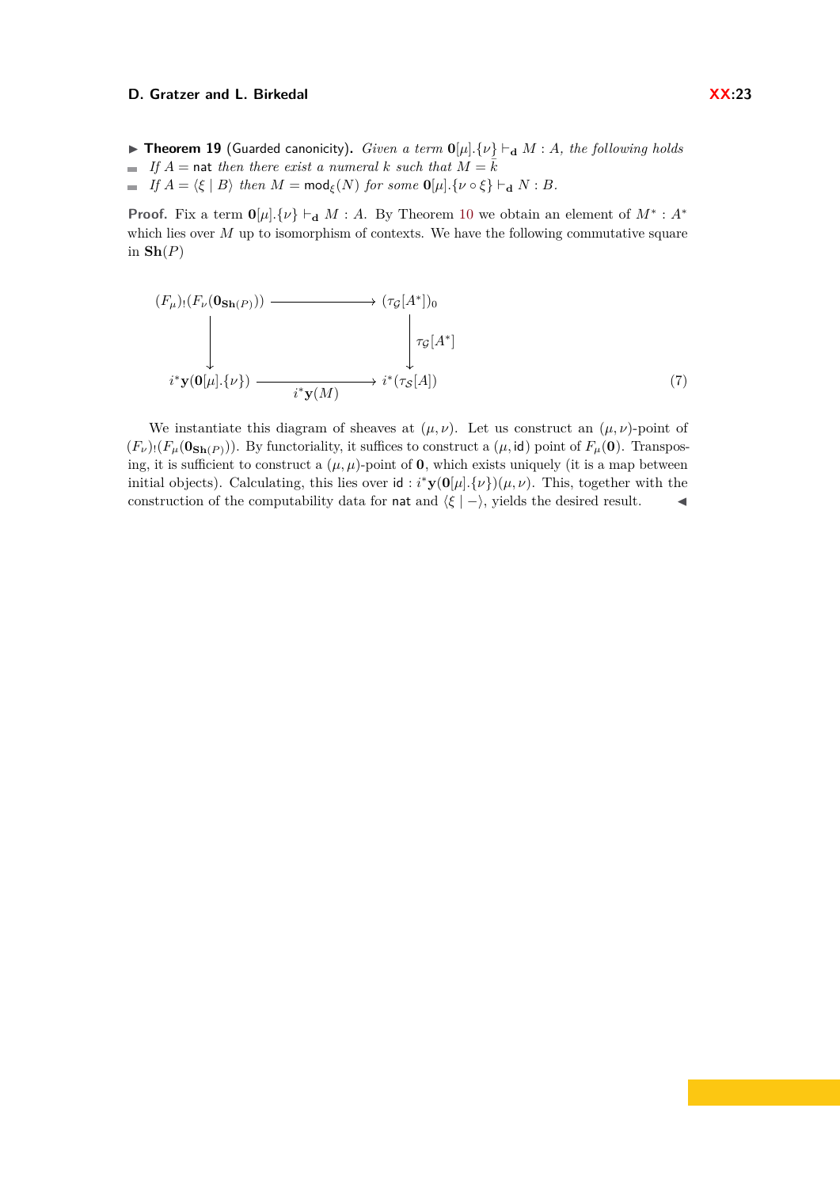▶ **Theorem 19** (Guarded canonicity)**.** *Given a term* $\mathbf{0}[\mu].\{\nu\} \vdash_{\mathbf{d}} M : A$*, the following holds*

- *If* $A = \mathsf{nat}$ *then there exist a numeral* $k$ *such that* $M = \bar{k}$
- *If* $A = \langle \xi \mid B \rangle$ *then* $M = \mathsf{mod}_\xi(N)$ *for some* $\mathbf{0}[\mu].\{\nu \circ \xi\} \vdash_{\mathbf{d}} N : B$*.*

**Proof.** Fix a term $\mathbf{0}[\mu].\{\nu\} \vdash_{\mathbf{d}} M : A$. By Theorem 10 we obtain an element of $M^* : A^*$ which lies over $M$ up to isomorphism of contexts. We have the following commutative square in $\mathbf{Sh}(P)$

$$
\begin{array}{ccc}
(F_\mu)_!(F_\nu(\mathbf{0}_{\mathbf{Sh}(P)})) & \longrightarrow & (\tau_{\mathcal{G}}[A^*])_0 \\
\downarrow & & \downarrow \tau_{\mathcal{G}}[A^*] \\
i^*\mathbf{y}(\mathbf{0}[\mu].\{\nu\}) & \xrightarrow[i^*\mathbf{y}(M)]{} & i^*(\tau_{\mathcal{S}}[A])
\end{array}
\tag{7}
$$

We instantiate this diagram of sheaves at $(\mu, \nu)$. Let us construct an $(\mu, \nu)$-point of $(F_\nu)_!(F_\mu(\mathbf{0}_{\mathbf{Sh}(P)}))$. By functoriality, it suffices to construct a $(\mu, \mathsf{id})$ point of $F_\mu(\mathbf{0})$. Transposing, it is sufficient to construct a $(\mu, \mu)$-point of $\mathbf{0}$, which exists uniquely (it is a map between initial objects). Calculating, this lies over $\mathsf{id} : i^*\mathbf{y}(\mathbf{0}[\mu].\{\nu\})(\mu, \nu)$. This, together with the construction of the computability data for $\mathsf{nat}$ and $\langle \xi \mid - \rangle$, yields the desired result. ◀